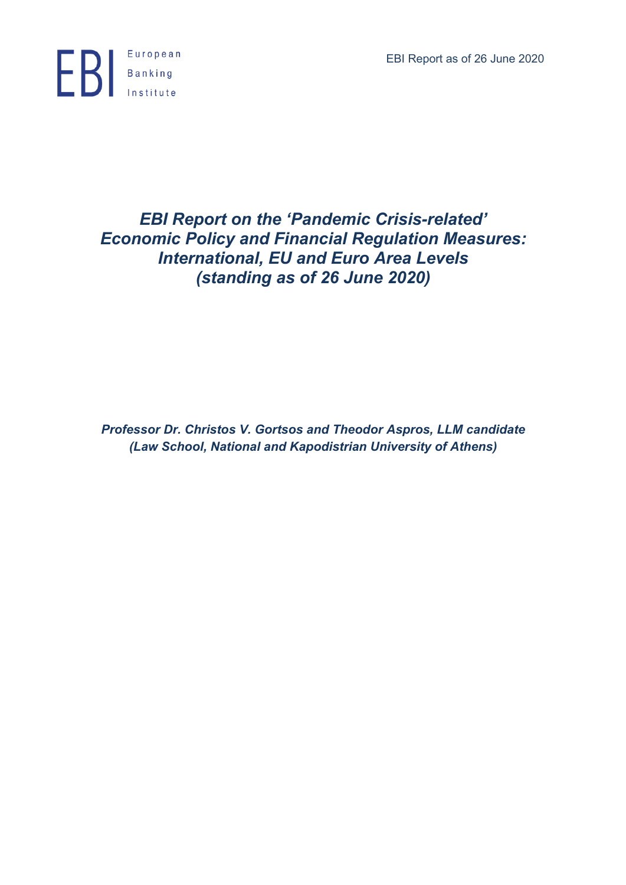EBI Report as of 26 June 2020

European Banking Institute

# *EBI Report on the 'Pandemic Crisis-related' Economic Policy and Financial Regulation Measures: International, EU and Euro Area Levels (standing as of 26 June 2020)*

***Professor Dr. Christos V. Gortsos and Theodor Aspros, LLM candidate (Law School, National and Kapodistrian University of Athens)***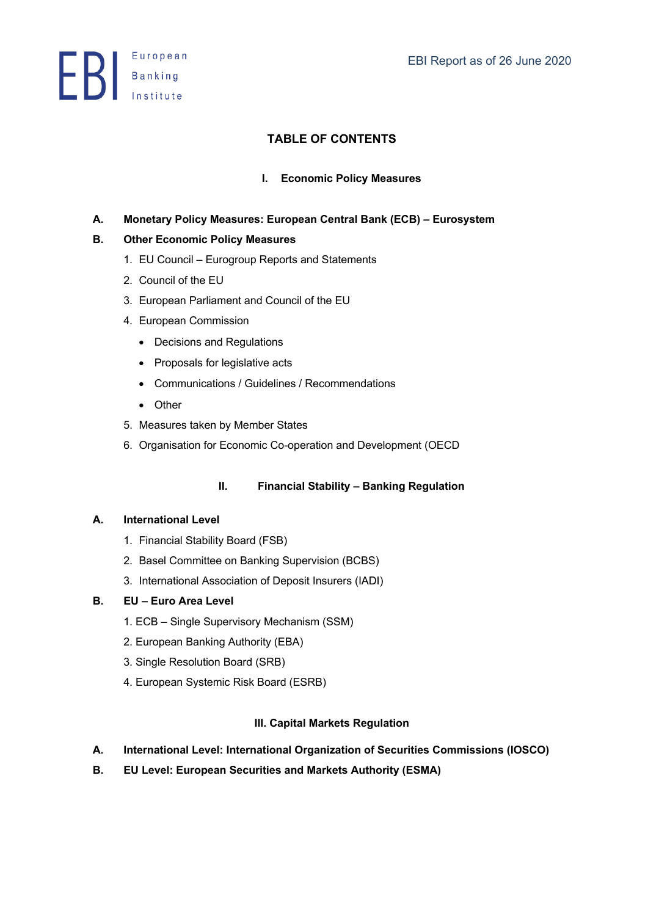# TABLE OF CONTENTS

## I. Economic Policy Measures

**A. Monetary Policy Measures: European Central Bank (ECB) – Eurosystem**

**B. Other Economic Policy Measures**

1. EU Council – Eurogroup Reports and Statements
2. Council of the EU
3. European Parliament and Council of the EU
4. European Commission
   - Decisions and Regulations
   - Proposals for legislative acts
   - Communications / Guidelines / Recommendations
   - Other
5. Measures taken by Member States
6. Organisation for Economic Co-operation and Development (OECD

## II. Financial Stability – Banking Regulation

**A. International Level**

1. Financial Stability Board (FSB)
2. Basel Committee on Banking Supervision (BCBS)
3. International Association of Deposit Insurers (IADI)

**B. EU – Euro Area Level**

1. ECB – Single Supervisory Mechanism (SSM)
2. European Banking Authority (EBA)
3. Single Resolution Board (SRB)
4. European Systemic Risk Board (ESRB)

## III. Capital Markets Regulation

**A. International Level: International Organization of Securities Commissions (IOSCO)**

**B. EU Level: European Securities and Markets Authority (ESMA)**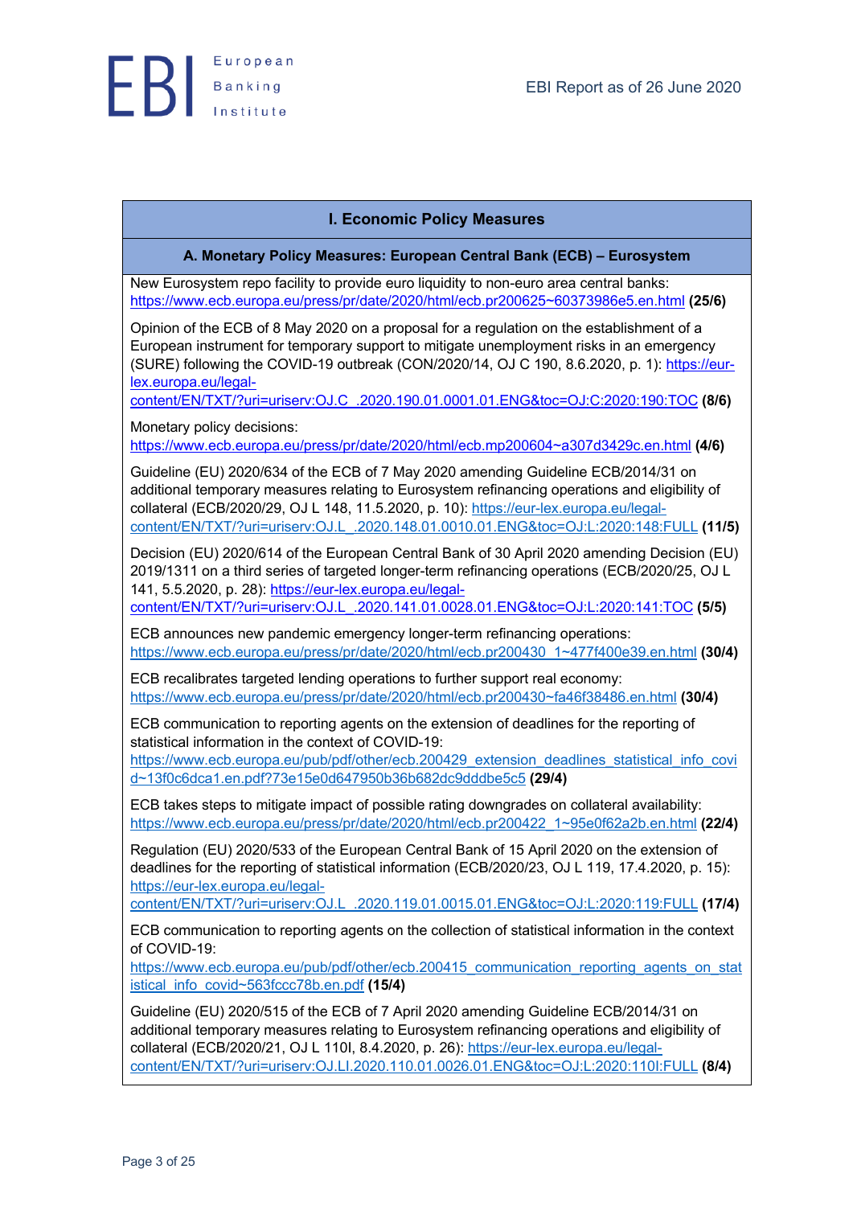## I. Economic Policy Measures

### A. Monetary Policy Measures: European Central Bank (ECB) – Eurosystem

New Eurosystem repo facility to provide euro liquidity to non-euro area central banks: https://www.ecb.europa.eu/press/pr/date/2020/html/ecb.pr200625~60373986e5.en.html **(25/6)**

Opinion of the ECB of 8 May 2020 on a proposal for a regulation on the establishment of a European instrument for temporary support to mitigate unemployment risks in an emergency (SURE) following the COVID-19 outbreak (CON/2020/14, OJ C 190, 8.6.2020, p. 1): https://eur-lex.europa.eu/legal-content/EN/TXT/?uri=uriserv:OJ.C_.2020.190.01.0001.01.ENG&toc=OJ:C:2020:190:TOC **(8/6)**

Monetary policy decisions: https://www.ecb.europa.eu/press/pr/date/2020/html/ecb.mp200604~a307d3429c.en.html **(4/6)**

Guideline (EU) 2020/634 of the ECB of 7 May 2020 amending Guideline ECB/2014/31 on additional temporary measures relating to Eurosystem refinancing operations and eligibility of collateral (ECB/2020/29, OJ L 148, 11.5.2020, p. 10): https://eur-lex.europa.eu/legal-content/EN/TXT/?uri=uriserv:OJ.L_.2020.148.01.0010.01.ENG&toc=OJ:L:2020:148:FULL **(11/5)**

Decision (EU) 2020/614 of the European Central Bank of 30 April 2020 amending Decision (EU) 2019/1311 on a third series of targeted longer-term refinancing operations (ECB/2020/25, OJ L 141, 5.5.2020, p. 28): https://eur-lex.europa.eu/legal-content/EN/TXT/?uri=uriserv:OJ.L_.2020.141.01.0028.01.ENG&toc=OJ:L:2020:141:TOC **(5/5)**

ECB announces new pandemic emergency longer-term refinancing operations: https://www.ecb.europa.eu/press/pr/date/2020/html/ecb.pr200430_1~477f400e39.en.html **(30/4)**

ECB recalibrates targeted lending operations to further support real economy: https://www.ecb.europa.eu/press/pr/date/2020/html/ecb.pr200430~fa46f38486.en.html **(30/4)**

ECB communication to reporting agents on the extension of deadlines for the reporting of statistical information in the context of COVID-19: https://www.ecb.europa.eu/pub/pdf/other/ecb.200429_extension_deadlines_statistical_info_covid~13f0c6dca1.en.pdf?73e15e0d647950b36b682dc9dddbe5c5 **(29/4)**

ECB takes steps to mitigate impact of possible rating downgrades on collateral availability: https://www.ecb.europa.eu/press/pr/date/2020/html/ecb.pr200422_1~95e0f62a2b.en.html **(22/4)**

Regulation (EU) 2020/533 of the European Central Bank of 15 April 2020 on the extension of deadlines for the reporting of statistical information (ECB/2020/23, OJ L 119, 17.4.2020, p. 15): https://eur-lex.europa.eu/legal-content/EN/TXT/?uri=uriserv:OJ.L_.2020.119.01.0015.01.ENG&toc=OJ:L:2020:119:FULL **(17/4)**

ECB communication to reporting agents on the collection of statistical information in the context of COVID-19: https://www.ecb.europa.eu/pub/pdf/other/ecb.200415_communication_reporting_agents_on_statistical_info_covid~563fccc78b.en.pdf **(15/4)**

Guideline (EU) 2020/515 of the ECB of 7 April 2020 amending Guideline ECB/2014/31 on additional temporary measures relating to Eurosystem refinancing operations and eligibility of collateral (ECB/2020/21, OJ L 110I, 8.4.2020, p. 26): https://eur-lex.europa.eu/legal-content/EN/TXT/?uri=uriserv:OJ.LI.2020.110.01.0026.01.ENG&toc=OJ:L:2020:110I:FULL **(8/4)**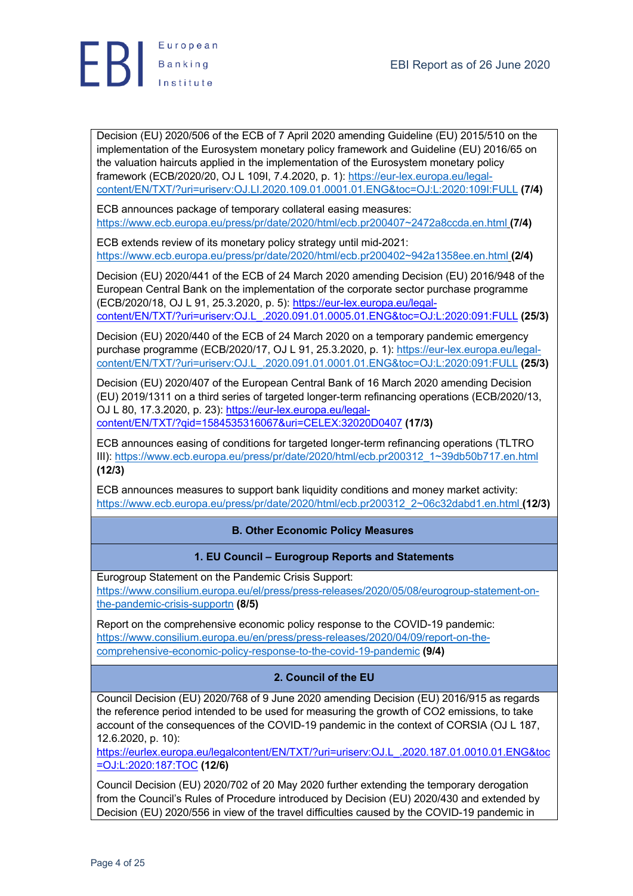Decision (EU) 2020/506 of the ECB of 7 April 2020 amending Guideline (EU) 2015/510 on the implementation of the Eurosystem monetary policy framework and Guideline (EU) 2016/65 on the valuation haircuts applied in the implementation of the Eurosystem monetary policy framework (ECB/2020/20, OJ L 109I, 7.4.2020, p. 1): https://eur-lex.europa.eu/legal-content/EN/TXT/?uri=uriserv:OJ.LI.2020.109.01.0001.01.ENG&toc=OJ:L:2020:109I:FULL **(7/4)**

ECB announces package of temporary collateral easing measures: https://www.ecb.europa.eu/press/pr/date/2020/html/ecb.pr200407~2472a8ccda.en.html **(7/4)**

ECB extends review of its monetary policy strategy until mid-2021: https://www.ecb.europa.eu/press/pr/date/2020/html/ecb.pr200402~942a1358ee.en.html **(2/4)**

Decision (EU) 2020/441 of the ECB of 24 March 2020 amending Decision (EU) 2016/948 of the European Central Bank on the implementation of the corporate sector purchase programme (ECB/2020/18, OJ L 91, 25.3.2020, p. 5): https://eur-lex.europa.eu/legal-content/EN/TXT/?uri=uriserv:OJ.L_.2020.091.01.0005.01.ENG&toc=OJ:L:2020:091:FULL **(25/3)**

Decision (EU) 2020/440 of the ECB of 24 March 2020 on a temporary pandemic emergency purchase programme (ECB/2020/17, OJ L 91, 25.3.2020, p. 1): https://eur-lex.europa.eu/legal-content/EN/TXT/?uri=uriserv:OJ.L_.2020.091.01.0001.01.ENG&toc=OJ:L:2020:091:FULL **(25/3)**

Decision (EU) 2020/407 of the European Central Bank of 16 March 2020 amending Decision (EU) 2019/1311 on a third series of targeted longer-term refinancing operations (ECB/2020/13, OJ L 80, 17.3.2020, p. 23): https://eur-lex.europa.eu/legal-content/EN/TXT/?qid=1584535316067&uri=CELEX:32020D0407 **(17/3)**

ECB announces easing of conditions for targeted longer-term refinancing operations (TLTRO III): https://www.ecb.europa.eu/press/pr/date/2020/html/ecb.pr200312_1~39db50b717.en.html **(12/3)**

ECB announces measures to support bank liquidity conditions and money market activity: https://www.ecb.europa.eu/press/pr/date/2020/html/ecb.pr200312_2~06c32dabd1.en.html **(12/3)**

## B. Other Economic Policy Measures

### 1. EU Council – Eurogroup Reports and Statements

Eurogroup Statement on the Pandemic Crisis Support: https://www.consilium.europa.eu/el/press/press-releases/2020/05/08/eurogroup-statement-on-the-pandemic-crisis-supportn **(8/5)**

Report on the comprehensive economic policy response to the COVID-19 pandemic: https://www.consilium.europa.eu/en/press/press-releases/2020/04/09/report-on-the-comprehensive-economic-policy-response-to-the-covid-19-pandemic **(9/4)**

### 2. Council of the EU

Council Decision (EU) 2020/768 of 9 June 2020 amending Decision (EU) 2016/915 as regards the reference period intended to be used for measuring the growth of CO2 emissions, to take account of the consequences of the COVID-19 pandemic in the context of CORSIA (OJ L 187, 12.6.2020, p. 10): https://eurlex.europa.eu/legalcontent/EN/TXT/?uri=uriserv:OJ.L_.2020.187.01.0010.01.ENG&toc=OJ:L:2020:187:TOC **(12/6)**

Council Decision (EU) 2020/702 of 20 May 2020 further extending the temporary derogation from the Council's Rules of Procedure introduced by Decision (EU) 2020/430 and extended by Decision (EU) 2020/556 in view of the travel difficulties caused by the COVID-19 pandemic in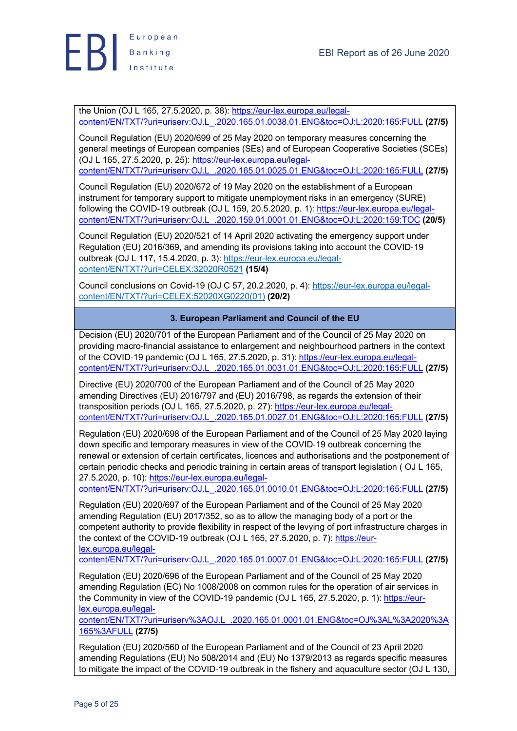the Union (OJ L 165, 27.5.2020, p. 38): https://eur-lex.europa.eu/legal-content/EN/TXT/?uri=uriserv:OJ.L_.2020.165.01.0038.01.ENG&toc=OJ:L:2020:165:FULL **(27/5)**

Council Regulation (EU) 2020/699 of 25 May 2020 on temporary measures concerning the general meetings of European companies (SEs) and of European Cooperative Societies (SCEs) (OJ L 165, 27.5.2020, p. 25): https://eur-lex.europa.eu/legal-content/EN/TXT/?uri=uriserv:OJ.L_.2020.165.01.0025.01.ENG&toc=OJ:L:2020:165:FULL **(27/5)**

Council Regulation (EU) 2020/672 of 19 May 2020 on the establishment of a European instrument for temporary support to mitigate unemployment risks in an emergency (SURE) following the COVID-19 outbreak (OJ L 159, 20.5.2020, p. 1): https://eur-lex.europa.eu/legal-content/EN/TXT/?uri=uriserv:OJ.L_.2020.159.01.0001.01.ENG&toc=OJ:L:2020:159:TOC **(20/5)**

Council Regulation (EU) 2020/521 of 14 April 2020 activating the emergency support under Regulation (EU) 2016/369, and amending its provisions taking into account the COVID-19 outbreak (OJ L 117, 15.4.2020, p. 3): https://eur-lex.europa.eu/legal-content/EN/TXT/?uri=CELEX:32020R0521 **(15/4)**

Council conclusions on Covid-19 (OJ C 57, 20.2.2020, p. 4): https://eur-lex.europa.eu/legal-content/EN/TXT/?uri=CELEX:52020XG0220(01) **(20/2)**

## 3. European Parliament and Council of the EU

Decision (EU) 2020/701 of the European Parliament and of the Council of 25 May 2020 on providing macro-financial assistance to enlargement and neighbourhood partners in the context of the COVID-19 pandemic (OJ L 165, 27.5.2020, p. 31): https://eur-lex.europa.eu/legal-content/EN/TXT/?uri=uriserv:OJ.L_.2020.165.01.0031.01.ENG&toc=OJ:L:2020:165:FULL **(27/5)**

Directive (EU) 2020/700 of the European Parliament and of the Council of 25 May 2020 amending Directives (EU) 2016/797 and (EU) 2016/798, as regards the extension of their transposition periods (OJ L 165, 27.5.2020, p. 27): https://eur-lex.europa.eu/legal-content/EN/TXT/?uri=uriserv:OJ.L_.2020.165.01.0027.01.ENG&toc=OJ:L:2020:165:FULL **(27/5)**

Regulation (EU) 2020/698 of the European Parliament and of the Council of 25 May 2020 laying down specific and temporary measures in view of the COVID-19 outbreak concerning the renewal or extension of certain certificates, licences and authorisations and the postponement of certain periodic checks and periodic training in certain areas of transport legislation ( OJ L 165, 27.5.2020, p. 10): https://eur-lex.europa.eu/legal-content/EN/TXT/?uri=uriserv:OJ.L_.2020.165.01.0010.01.ENG&toc=OJ:L:2020:165:FULL **(27/5)**

Regulation (EU) 2020/697 of the European Parliament and of the Council of 25 May 2020 amending Regulation (EU) 2017/352, so as to allow the managing body of a port or the competent authority to provide flexibility in respect of the levying of port infrastructure charges in the context of the COVID-19 outbreak (OJ L 165, 27.5.2020, p. 7): https://eur-lex.europa.eu/legal-content/EN/TXT/?uri=uriserv:OJ.L_.2020.165.01.0007.01.ENG&toc=OJ:L:2020:165:FULL **(27/5)**

Regulation (EU) 2020/696 of the European Parliament and of the Council of 25 May 2020 amending Regulation (EC) No 1008/2008 on common rules for the operation of air services in the Community in view of the COVID-19 pandemic (OJ L 165, 27.5.2020, p. 1): https://eur-lex.europa.eu/legal-content/EN/TXT/?uri=uriserv%3AOJ.L_.2020.165.01.0001.01.ENG&toc=OJ%3AL%3A2020%3A165%3AFULL **(27/5)**

Regulation (EU) 2020/560 of the European Parliament and of the Council of 23 April 2020 amending Regulations (EU) No 508/2014 and (EU) No 1379/2013 as regards specific measures to mitigate the impact of the COVID-19 outbreak in the fishery and aquaculture sector (OJ L 130,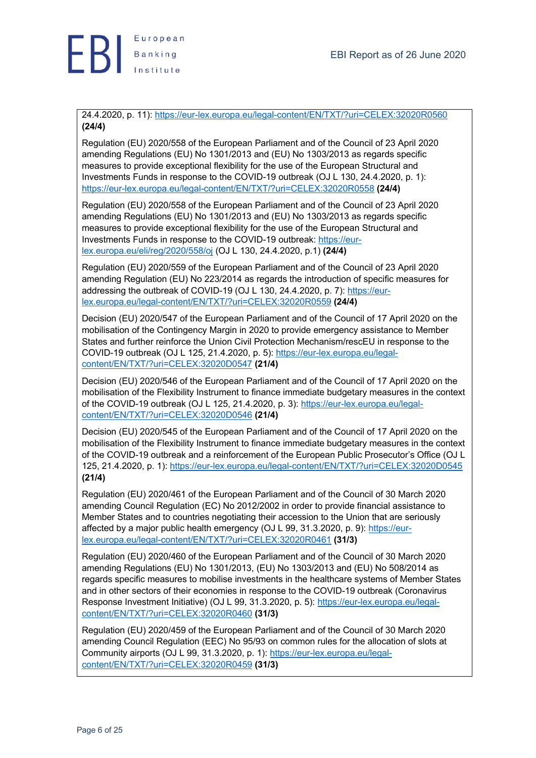24.4.2020, p. 11): https://eur-lex.europa.eu/legal-content/EN/TXT/?uri=CELEX:32020R0560 **(24/4)**

Regulation (EU) 2020/558 of the European Parliament and of the Council of 23 April 2020 amending Regulations (EU) No 1301/2013 and (EU) No 1303/2013 as regards specific measures to provide exceptional flexibility for the use of the European Structural and Investments Funds in response to the COVID-19 outbreak (OJ L 130, 24.4.2020, p. 1): https://eur-lex.europa.eu/legal-content/EN/TXT/?uri=CELEX:32020R0558 **(24/4)**

Regulation (EU) 2020/558 of the European Parliament and of the Council of 23 April 2020 amending Regulations (EU) No 1301/2013 and (EU) No 1303/2013 as regards specific measures to provide exceptional flexibility for the use of the European Structural and Investments Funds in response to the COVID-19 outbreak: https://eur-lex.europa.eu/eli/reg/2020/558/oj (OJ L 130, 24.4.2020, p.1) **(24/4)**

Regulation (EU) 2020/559 of the European Parliament and of the Council of 23 April 2020 amending Regulation (EU) No 223/2014 as regards the introduction of specific measures for addressing the outbreak of COVID-19 (OJ L 130, 24.4.2020, p. 7): https://eur-lex.europa.eu/legal-content/EN/TXT/?uri=CELEX:32020R0559 **(24/4)**

Decision (EU) 2020/547 of the European Parliament and of the Council of 17 April 2020 on the mobilisation of the Contingency Margin in 2020 to provide emergency assistance to Member States and further reinforce the Union Civil Protection Mechanism/rescEU in response to the COVID-19 outbreak (OJ L 125, 21.4.2020, p. 5): https://eur-lex.europa.eu/legal-content/EN/TXT/?uri=CELEX:32020D0547 **(21/4)**

Decision (EU) 2020/546 of the European Parliament and of the Council of 17 April 2020 on the mobilisation of the Flexibility Instrument to finance immediate budgetary measures in the context of the COVID-19 outbreak (OJ L 125, 21.4.2020, p. 3): https://eur-lex.europa.eu/legal-content/EN/TXT/?uri=CELEX:32020D0546 **(21/4)**

Decision (EU) 2020/545 of the European Parliament and of the Council of 17 April 2020 on the mobilisation of the Flexibility Instrument to finance immediate budgetary measures in the context of the COVID-19 outbreak and a reinforcement of the European Public Prosecutor's Office (OJ L 125, 21.4.2020, p. 1): https://eur-lex.europa.eu/legal-content/EN/TXT/?uri=CELEX:32020D0545 **(21/4)**

Regulation (EU) 2020/461 of the European Parliament and of the Council of 30 March 2020 amending Council Regulation (EC) No 2012/2002 in order to provide financial assistance to Member States and to countries negotiating their accession to the Union that are seriously affected by a major public health emergency (OJ L 99, 31.3.2020, p. 9): https://eur-lex.europa.eu/legal-content/EN/TXT/?uri=CELEX:32020R0461 **(31/3)**

Regulation (EU) 2020/460 of the European Parliament and of the Council of 30 March 2020 amending Regulations (EU) No 1301/2013, (EU) No 1303/2013 and (EU) No 508/2014 as regards specific measures to mobilise investments in the healthcare systems of Member States and in other sectors of their economies in response to the COVID-19 outbreak (Coronavirus Response Investment Initiative) (OJ L 99, 31.3.2020, p. 5): https://eur-lex.europa.eu/legal-content/EN/TXT/?uri=CELEX:32020R0460 **(31/3)**

Regulation (EU) 2020/459 of the European Parliament and of the Council of 30 March 2020 amending Council Regulation (EEC) No 95/93 on common rules for the allocation of slots at Community airports (OJ L 99, 31.3.2020, p. 1): https://eur-lex.europa.eu/legal-content/EN/TXT/?uri=CELEX:32020R0459 **(31/3)**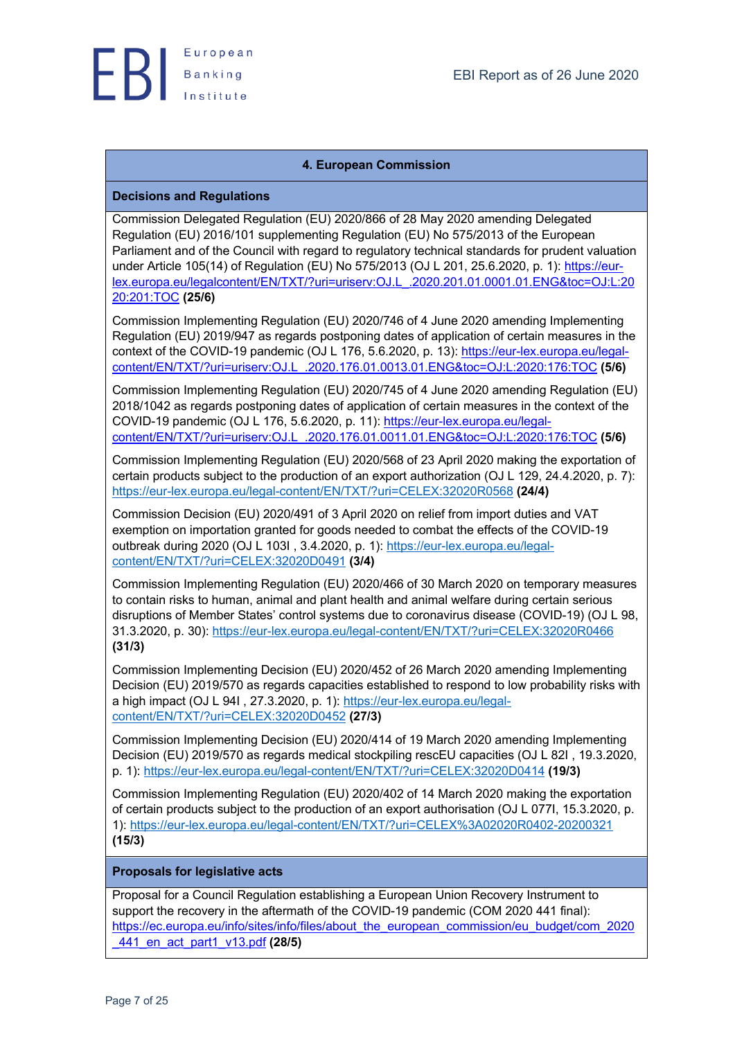## 4. European Commission

### Decisions and Regulations

Commission Delegated Regulation (EU) 2020/866 of 28 May 2020 amending Delegated Regulation (EU) 2016/101 supplementing Regulation (EU) No 575/2013 of the European Parliament and of the Council with regard to regulatory technical standards for prudent valuation under Article 105(14) of Regulation (EU) No 575/2013 (OJ L 201, 25.6.2020, p. 1): https://eur-lex.europa.eu/legalcontent/EN/TXT/?uri=uriserv:OJ.L_.2020.201.01.0001.01.ENG&toc=OJ:L:2020:201:TOC **(25/6)**

Commission Implementing Regulation (EU) 2020/746 of 4 June 2020 amending Implementing Regulation (EU) 2019/947 as regards postponing dates of application of certain measures in the context of the COVID-19 pandemic (OJ L 176, 5.6.2020, p. 13): https://eur-lex.europa.eu/legal-content/EN/TXT/?uri=uriserv:OJ.L_.2020.176.01.0013.01.ENG&toc=OJ:L:2020:176:TOC **(5/6)**

Commission Implementing Regulation (EU) 2020/745 of 4 June 2020 amending Regulation (EU) 2018/1042 as regards postponing dates of application of certain measures in the context of the COVID-19 pandemic (OJ L 176, 5.6.2020, p. 11): https://eur-lex.europa.eu/legal-content/EN/TXT/?uri=uriserv:OJ.L_.2020.176.01.0011.01.ENG&toc=OJ:L:2020:176:TOC **(5/6)**

Commission Implementing Regulation (EU) 2020/568 of 23 April 2020 making the exportation of certain products subject to the production of an export authorization (OJ L 129, 24.4.2020, p. 7): https://eur-lex.europa.eu/legal-content/EN/TXT/?uri=CELEX:32020R0568 **(24/4)**

Commission Decision (EU) 2020/491 of 3 April 2020 on relief from import duties and VAT exemption on importation granted for goods needed to combat the effects of the COVID-19 outbreak during 2020 (OJ L 103I , 3.4.2020, p. 1): https://eur-lex.europa.eu/legal-content/EN/TXT/?uri=CELEX:32020D0491 **(3/4)**

Commission Implementing Regulation (EU) 2020/466 of 30 March 2020 on temporary measures to contain risks to human, animal and plant health and animal welfare during certain serious disruptions of Member States' control systems due to coronavirus disease (COVID-19) (OJ L 98, 31.3.2020, p. 30): https://eur-lex.europa.eu/legal-content/EN/TXT/?uri=CELEX:32020R0466 **(31/3)**

Commission Implementing Decision (EU) 2020/452 of 26 March 2020 amending Implementing Decision (EU) 2019/570 as regards capacities established to respond to low probability risks with a high impact (OJ L 94I , 27.3.2020, p. 1): https://eur-lex.europa.eu/legal-content/EN/TXT/?uri=CELEX:32020D0452 **(27/3)**

Commission Implementing Decision (EU) 2020/414 of 19 March 2020 amending Implementing Decision (EU) 2019/570 as regards medical stockpiling rescEU capacities (OJ L 82I , 19.3.2020, p. 1): https://eur-lex.europa.eu/legal-content/EN/TXT/?uri=CELEX:32020D0414 **(19/3)**

Commission Implementing Regulation (EU) 2020/402 of 14 March 2020 making the exportation of certain products subject to the production of an export authorisation (OJ L 077I, 15.3.2020, p. 1): https://eur-lex.europa.eu/legal-content/EN/TXT/?uri=CELEX%3A02020R0402-20200321 **(15/3)**

### Proposals for legislative acts

Proposal for a Council Regulation establishing a European Union Recovery Instrument to support the recovery in the aftermath of the COVID-19 pandemic (COM 2020 441 final): https://ec.europa.eu/info/sites/info/files/about_the_european_commission/eu_budget/com_2020_441_en_act_part1_v13.pdf **(28/5)**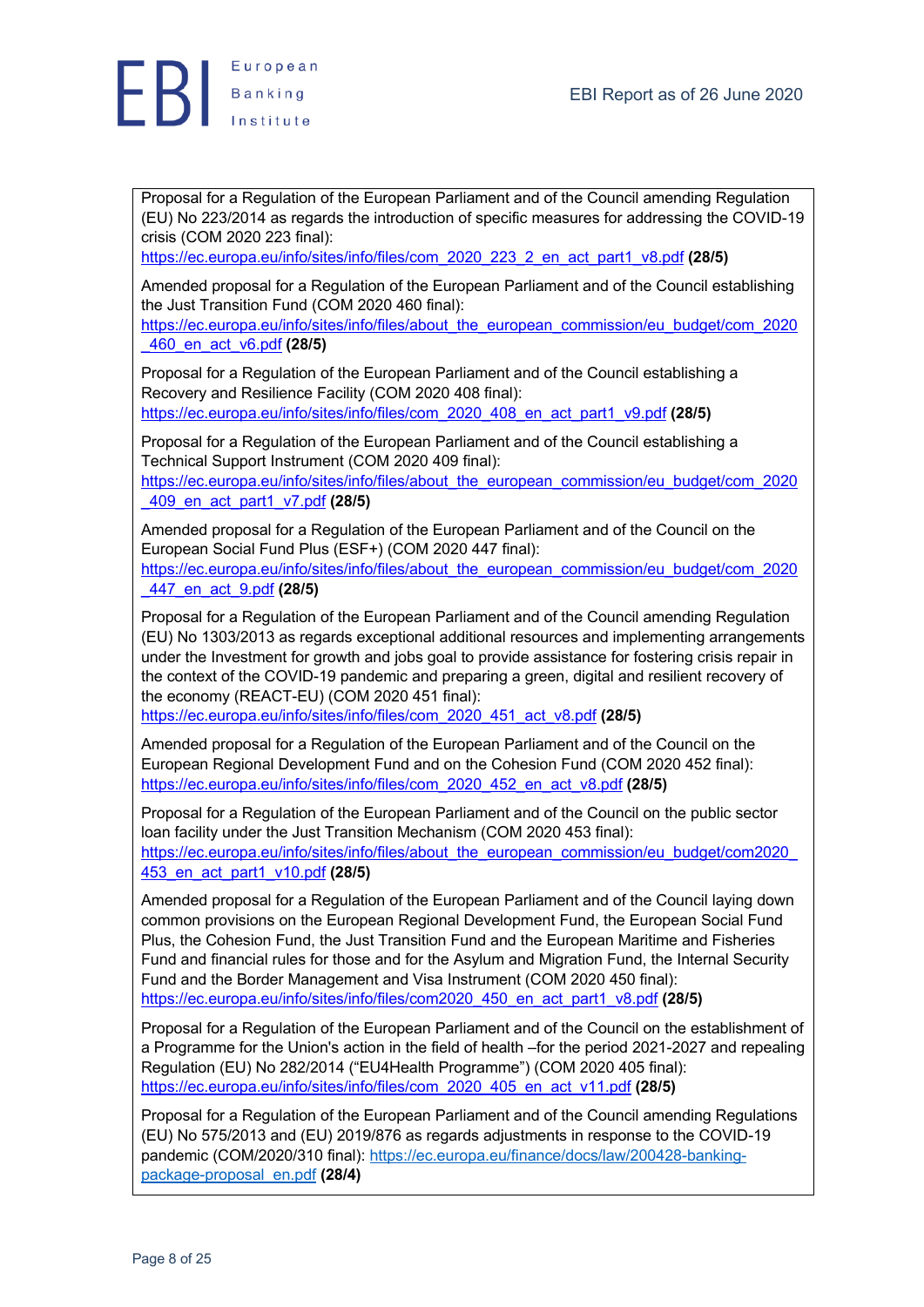Proposal for a Regulation of the European Parliament and of the Council amending Regulation (EU) No 223/2014 as regards the introduction of specific measures for addressing the COVID-19 crisis (COM 2020 223 final):
https://ec.europa.eu/info/sites/info/files/com_2020_223_2_en_act_part1_v8.pdf **(28/5)**

Amended proposal for a Regulation of the European Parliament and of the Council establishing the Just Transition Fund (COM 2020 460 final):
https://ec.europa.eu/info/sites/info/files/about_the_european_commission/eu_budget/com_2020_460_en_act_v6.pdf **(28/5)**

Proposal for a Regulation of the European Parliament and of the Council establishing a Recovery and Resilience Facility (COM 2020 408 final):
https://ec.europa.eu/info/sites/info/files/com_2020_408_en_act_part1_v9.pdf **(28/5)**

Proposal for a Regulation of the European Parliament and of the Council establishing a Technical Support Instrument (COM 2020 409 final):
https://ec.europa.eu/info/sites/info/files/about_the_european_commission/eu_budget/com_2020_409_en_act_part1_v7.pdf **(28/5)**

Amended proposal for a Regulation of the European Parliament and of the Council on the European Social Fund Plus (ESF+) (COM 2020 447 final):
https://ec.europa.eu/info/sites/info/files/about_the_european_commission/eu_budget/com_2020_447_en_act_9.pdf **(28/5)**

Proposal for a Regulation of the European Parliament and of the Council amending Regulation (EU) No 1303/2013 as regards exceptional additional resources and implementing arrangements under the Investment for growth and jobs goal to provide assistance for fostering crisis repair in the context of the COVID-19 pandemic and preparing a green, digital and resilient recovery of the economy (REACT-EU) (COM 2020 451 final):
https://ec.europa.eu/info/sites/info/files/com_2020_451_act_v8.pdf **(28/5)**

Amended proposal for a Regulation of the European Parliament and of the Council on the European Regional Development Fund and on the Cohesion Fund (COM 2020 452 final):
https://ec.europa.eu/info/sites/info/files/com_2020_452_en_act_v8.pdf **(28/5)**

Proposal for a Regulation of the European Parliament and of the Council on the public sector loan facility under the Just Transition Mechanism (COM 2020 453 final):
https://ec.europa.eu/info/sites/info/files/about_the_european_commission/eu_budget/com2020_453_en_act_part1_v10.pdf **(28/5)**

Amended proposal for a Regulation of the European Parliament and of the Council laying down common provisions on the European Regional Development Fund, the European Social Fund Plus, the Cohesion Fund, the Just Transition Fund and the European Maritime and Fisheries Fund and financial rules for those and for the Asylum and Migration Fund, the Internal Security Fund and the Border Management and Visa Instrument (COM 2020 450 final):
https://ec.europa.eu/info/sites/info/files/com2020_450_en_act_part1_v8.pdf **(28/5)**

Proposal for a Regulation of the European Parliament and of the Council on the establishment of a Programme for the Union's action in the field of health –for the period 2021-2027 and repealing Regulation (EU) No 282/2014 ("EU4Health Programme") (COM 2020 405 final):
https://ec.europa.eu/info/sites/info/files/com_2020_405_en_act_v11.pdf **(28/5)**

Proposal for a Regulation of the European Parliament and of the Council amending Regulations (EU) No 575/2013 and (EU) 2019/876 as regards adjustments in response to the COVID-19 pandemic (COM/2020/310 final): https://ec.europa.eu/finance/docs/law/200428-banking-package-proposal_en.pdf **(28/4)**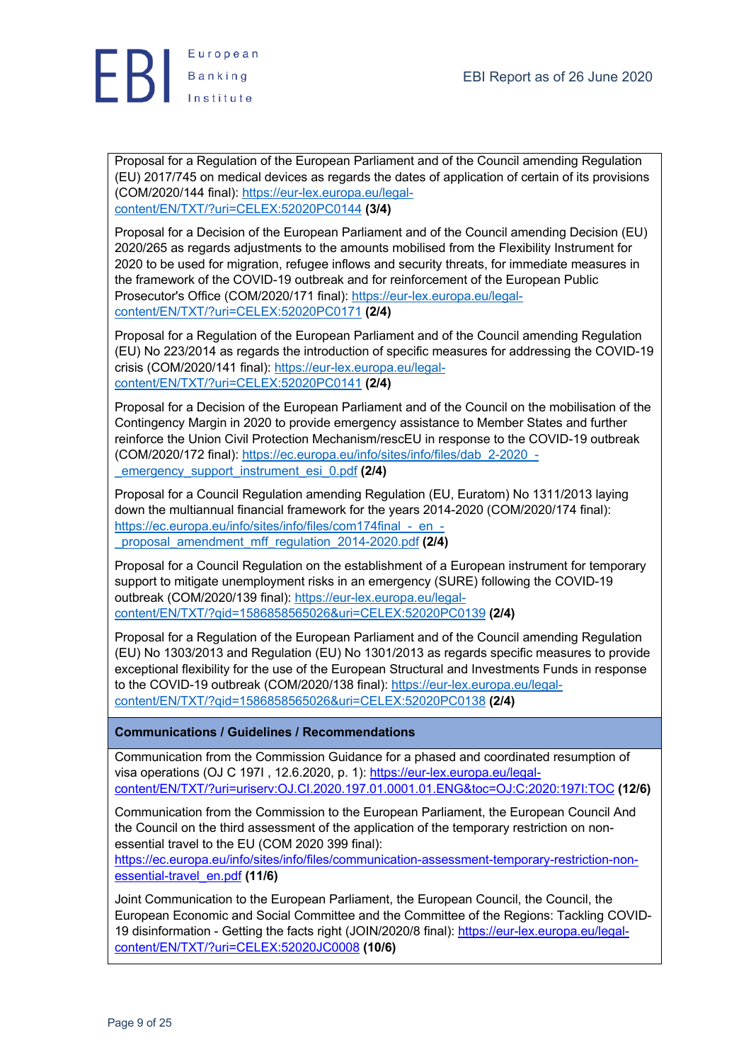Proposal for a Regulation of the European Parliament and of the Council amending Regulation (EU) 2017/745 on medical devices as regards the dates of application of certain of its provisions (COM/2020/144 final): https://eur-lex.europa.eu/legal-content/EN/TXT/?uri=CELEX:52020PC0144 **(3/4)**

Proposal for a Decision of the European Parliament and of the Council amending Decision (EU) 2020/265 as regards adjustments to the amounts mobilised from the Flexibility Instrument for 2020 to be used for migration, refugee inflows and security threats, for immediate measures in the framework of the COVID-19 outbreak and for reinforcement of the European Public Prosecutor's Office (COM/2020/171 final): https://eur-lex.europa.eu/legal-content/EN/TXT/?uri=CELEX:52020PC0171 **(2/4)**

Proposal for a Regulation of the European Parliament and of the Council amending Regulation (EU) No 223/2014 as regards the introduction of specific measures for addressing the COVID-19 crisis (COM/2020/141 final): https://eur-lex.europa.eu/legal-content/EN/TXT/?uri=CELEX:52020PC0141 **(2/4)**

Proposal for a Decision of the European Parliament and of the Council on the mobilisation of the Contingency Margin in 2020 to provide emergency assistance to Member States and further reinforce the Union Civil Protection Mechanism/rescEU in response to the COVID-19 outbreak (COM/2020/172 final): https://ec.europa.eu/info/sites/info/files/dab_2-2020_-_emergency_support_instrument_esi_0.pdf **(2/4)**

Proposal for a Council Regulation amending Regulation (EU, Euratom) No 1311/2013 laying down the multiannual financial framework for the years 2014-2020 (COM/2020/174 final): https://ec.europa.eu/info/sites/info/files/com174final_-_en_-_proposal_amendment_mff_regulation_2014-2020.pdf **(2/4)**

Proposal for a Council Regulation on the establishment of a European instrument for temporary support to mitigate unemployment risks in an emergency (SURE) following the COVID-19 outbreak (COM/2020/139 final): https://eur-lex.europa.eu/legal-content/EN/TXT/?qid=1586858565026&uri=CELEX:52020PC0139 **(2/4)**

Proposal for a Regulation of the European Parliament and of the Council amending Regulation (EU) No 1303/2013 and Regulation (EU) No 1301/2013 as regards specific measures to provide exceptional flexibility for the use of the European Structural and Investments Funds in response to the COVID-19 outbreak (COM/2020/138 final): https://eur-lex.europa.eu/legal-content/EN/TXT/?qid=1586858565026&uri=CELEX:52020PC0138 **(2/4)**

**Communications / Guidelines / Recommendations**

Communication from the Commission Guidance for a phased and coordinated resumption of visa operations (OJ C 197I , 12.6.2020, p. 1): https://eur-lex.europa.eu/legal-content/EN/TXT/?uri=uriserv:OJ.CI.2020.197.01.0001.01.ENG&toc=OJ:C:2020:197I:TOC **(12/6)**

Communication from the Commission to the European Parliament, the European Council And the Council on the third assessment of the application of the temporary restriction on non-essential travel to the EU (COM 2020 399 final): https://ec.europa.eu/info/sites/info/files/communication-assessment-temporary-restriction-non-essential-travel_en.pdf **(11/6)**

Joint Communication to the European Parliament, the European Council, the Council, the European Economic and Social Committee and the Committee of the Regions: Tackling COVID-19 disinformation - Getting the facts right (JOIN/2020/8 final): https://eur-lex.europa.eu/legal-content/EN/TXT/?uri=CELEX:52020JC0008 **(10/6)**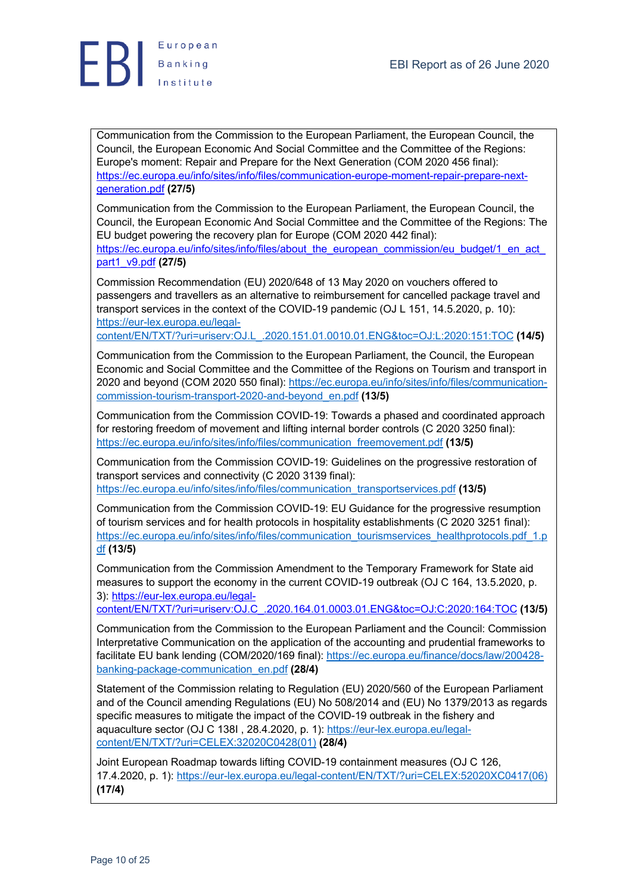Communication from the Commission to the European Parliament, the European Council, the Council, the European Economic And Social Committee and the Committee of the Regions: Europe's moment: Repair and Prepare for the Next Generation (COM 2020 456 final): https://ec.europa.eu/info/sites/info/files/communication-europe-moment-repair-prepare-next-generation.pdf **(27/5)**

Communication from the Commission to the European Parliament, the European Council, the Council, the European Economic And Social Committee and the Committee of the Regions: The EU budget powering the recovery plan for Europe (COM 2020 442 final): https://ec.europa.eu/info/sites/info/files/about_the_european_commission/eu_budget/1_en_act_part1_v9.pdf **(27/5)**

Commission Recommendation (EU) 2020/648 of 13 May 2020 on vouchers offered to passengers and travellers as an alternative to reimbursement for cancelled package travel and transport services in the context of the COVID-19 pandemic (OJ L 151, 14.5.2020, p. 10): https://eur-lex.europa.eu/legal-content/EN/TXT/?uri=uriserv:OJ.L_.2020.151.01.0010.01.ENG&toc=OJ:L:2020:151:TOC **(14/5)**

Communication from the Commission to the European Parliament, the Council, the European Economic and Social Committee and the Committee of the Regions on Tourism and transport in 2020 and beyond (COM 2020 550 final): https://ec.europa.eu/info/sites/info/files/communication-commission-tourism-transport-2020-and-beyond_en.pdf **(13/5)**

Communication from the Commission COVID-19: Towards a phased and coordinated approach for restoring freedom of movement and lifting internal border controls (C 2020 3250 final): https://ec.europa.eu/info/sites/info/files/communication_freemovement.pdf **(13/5)**

Communication from the Commission COVID-19: Guidelines on the progressive restoration of transport services and connectivity (C 2020 3139 final): https://ec.europa.eu/info/sites/info/files/communication_transportservices.pdf **(13/5)**

Communication from the Commission COVID-19: EU Guidance for the progressive resumption of tourism services and for health protocols in hospitality establishments (C 2020 3251 final): https://ec.europa.eu/info/sites/info/files/communication_tourismservices_healthprotocols.pdf_1.pdf **(13/5)**

Communication from the Commission Amendment to the Temporary Framework for State aid measures to support the economy in the current COVID-19 outbreak (OJ C 164, 13.5.2020, p. 3): https://eur-lex.europa.eu/legal-content/EN/TXT/?uri=uriserv:OJ.C_.2020.164.01.0003.01.ENG&toc=OJ:C:2020:164:TOC **(13/5)**

Communication from the Commission to the European Parliament and the Council: Commission Interpretative Communication on the application of the accounting and prudential frameworks to facilitate EU bank lending (COM/2020/169 final): https://ec.europa.eu/finance/docs/law/200428-banking-package-communication_en.pdf **(28/4)**

Statement of the Commission relating to Regulation (EU) 2020/560 of the European Parliament and of the Council amending Regulations (EU) No 508/2014 and (EU) No 1379/2013 as regards specific measures to mitigate the impact of the COVID-19 outbreak in the fishery and aquaculture sector (OJ C 138I , 28.4.2020, p. 1): https://eur-lex.europa.eu/legal-content/EN/TXT/?uri=CELEX:32020C0428(01) **(28/4)**

Joint European Roadmap towards lifting COVID-19 containment measures (OJ C 126, 17.4.2020, p. 1): https://eur-lex.europa.eu/legal-content/EN/TXT/?uri=CELEX:52020XC0417(06) **(17/4)**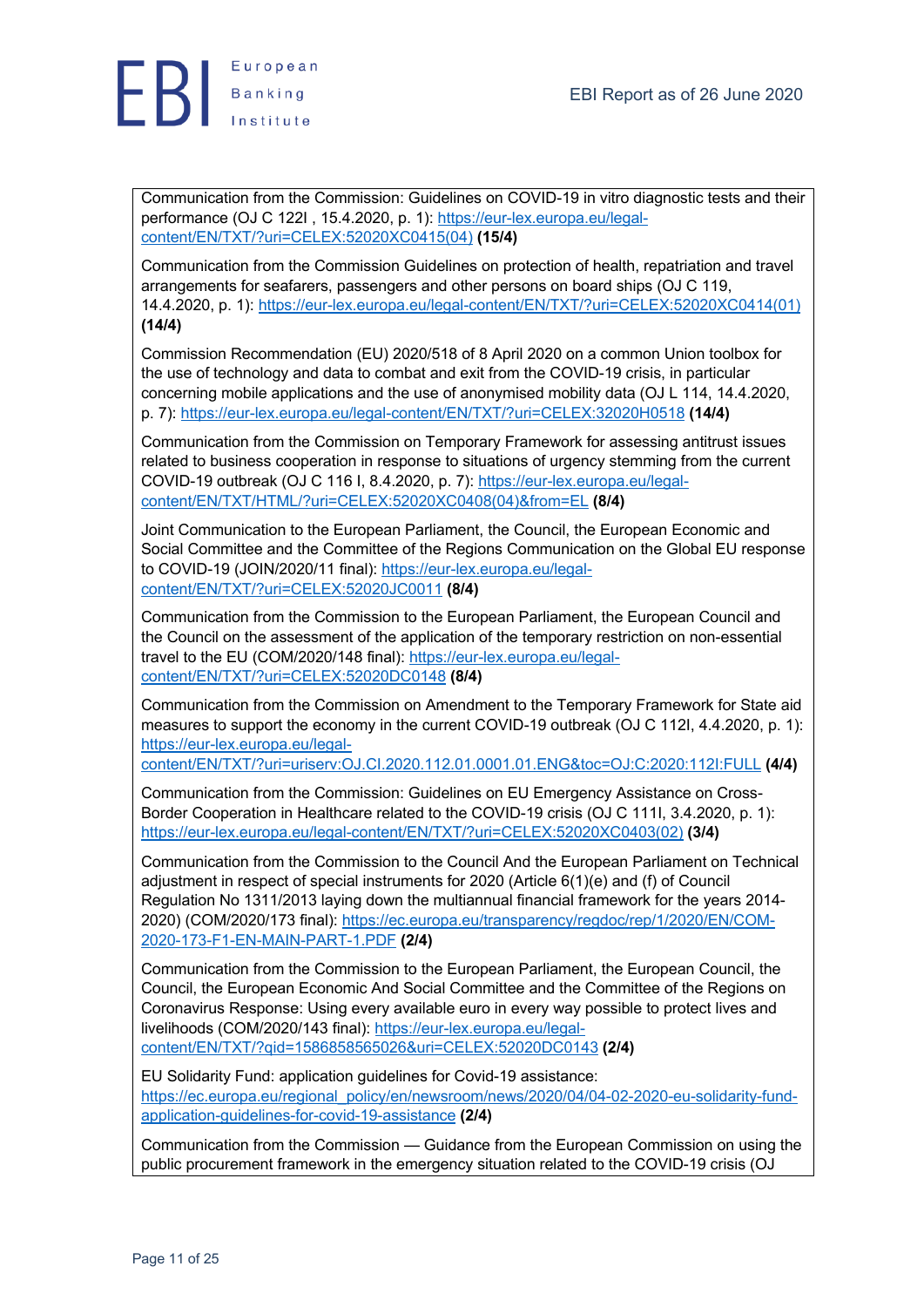Communication from the Commission: Guidelines on COVID-19 in vitro diagnostic tests and their performance (OJ C 122I , 15.4.2020, p. 1): https://eur-lex.europa.eu/legal-content/EN/TXT/?uri=CELEX:52020XC0415(04) **(15/4)**

Communication from the Commission Guidelines on protection of health, repatriation and travel arrangements for seafarers, passengers and other persons on board ships (OJ C 119, 14.4.2020, p. 1): https://eur-lex.europa.eu/legal-content/EN/TXT/?uri=CELEX:52020XC0414(01) **(14/4)**

Commission Recommendation (EU) 2020/518 of 8 April 2020 on a common Union toolbox for the use of technology and data to combat and exit from the COVID-19 crisis, in particular concerning mobile applications and the use of anonymised mobility data (OJ L 114, 14.4.2020, p. 7): https://eur-lex.europa.eu/legal-content/EN/TXT/?uri=CELEX:32020H0518 **(14/4)**

Communication from the Commission on Temporary Framework for assessing antitrust issues related to business cooperation in response to situations of urgency stemming from the current COVID-19 outbreak (OJ C 116 I, 8.4.2020, p. 7): https://eur-lex.europa.eu/legal-content/EN/TXT/HTML/?uri=CELEX:52020XC0408(04)&from=EL **(8/4)**

Joint Communication to the European Parliament, the Council, the European Economic and Social Committee and the Committee of the Regions Communication on the Global EU response to COVID-19 (JOIN/2020/11 final): https://eur-lex.europa.eu/legal-content/EN/TXT/?uri=CELEX:52020JC0011 **(8/4)**

Communication from the Commission to the European Parliament, the European Council and the Council on the assessment of the application of the temporary restriction on non-essential travel to the EU (COM/2020/148 final): https://eur-lex.europa.eu/legal-content/EN/TXT/?uri=CELEX:52020DC0148 **(8/4)**

Communication from the Commission on Amendment to the Temporary Framework for State aid measures to support the economy in the current COVID-19 outbreak (OJ C 112I, 4.4.2020, p. 1): https://eur-lex.europa.eu/legal-content/EN/TXT/?uri=uriserv:OJ.CI.2020.112.01.0001.01.ENG&toc=OJ:C:2020:112I:FULL **(4/4)**

Communication from the Commission: Guidelines on EU Emergency Assistance on Cross-Border Cooperation in Healthcare related to the COVID-19 crisis (OJ C 111I, 3.4.2020, p. 1): https://eur-lex.europa.eu/legal-content/EN/TXT/?uri=CELEX:52020XC0403(02) **(3/4)**

Communication from the Commission to the Council And the European Parliament on Technical adjustment in respect of special instruments for 2020 (Article 6(1)(e) and (f) of Council Regulation No 1311/2013 laying down the multiannual financial framework for the years 2014-2020) (COM/2020/173 final): https://ec.europa.eu/transparency/regdoc/rep/1/2020/EN/COM-2020-173-F1-EN-MAIN-PART-1.PDF **(2/4)**

Communication from the Commission to the European Parliament, the European Council, the Council, the European Economic And Social Committee and the Committee of the Regions on Coronavirus Response: Using every available euro in every way possible to protect lives and livelihoods (COM/2020/143 final): https://eur-lex.europa.eu/legal-content/EN/TXT/?qid=1586858565026&uri=CELEX:52020DC0143 **(2/4)**

EU Solidarity Fund: application guidelines for Covid-19 assistance: https://ec.europa.eu/regional_policy/en/newsroom/news/2020/04/04-02-2020-eu-solidarity-fund-application-guidelines-for-covid-19-assistance **(2/4)**

Communication from the Commission — Guidance from the European Commission on using the public procurement framework in the emergency situation related to the COVID-19 crisis (OJ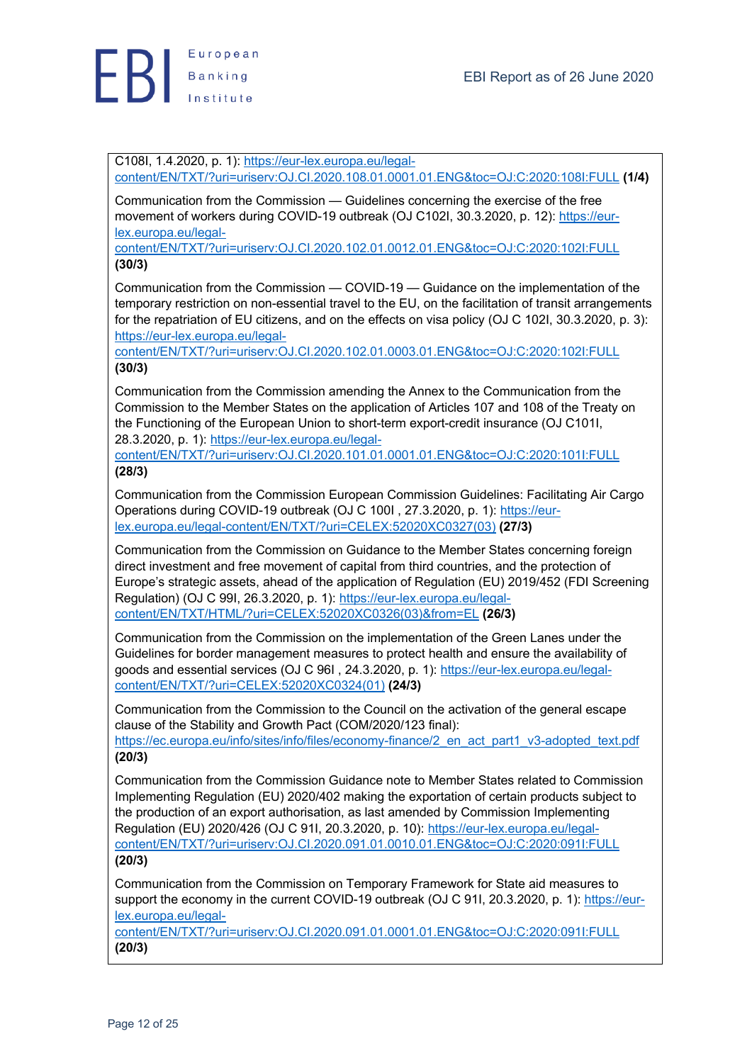C108I, 1.4.2020, p. 1): https://eur-lex.europa.eu/legal-content/EN/TXT/?uri=uriserv:OJ.CI.2020.108.01.0001.01.ENG&toc=OJ:C:2020:108I:FULL **(1/4)**

Communication from the Commission — Guidelines concerning the exercise of the free movement of workers during COVID-19 outbreak (OJ C102I, 30.3.2020, p. 12): https://eur-lex.europa.eu/legal-content/EN/TXT/?uri=uriserv:OJ.CI.2020.102.01.0012.01.ENG&toc=OJ:C:2020:102I:FULL **(30/3)**

Communication from the Commission — COVID-19 — Guidance on the implementation of the temporary restriction on non-essential travel to the EU, on the facilitation of transit arrangements for the repatriation of EU citizens, and on the effects on visa policy (OJ C 102I, 30.3.2020, p. 3): https://eur-lex.europa.eu/legal-content/EN/TXT/?uri=uriserv:OJ.CI.2020.102.01.0003.01.ENG&toc=OJ:C:2020:102I:FULL **(30/3)**

Communication from the Commission amending the Annex to the Communication from the Commission to the Member States on the application of Articles 107 and 108 of the Treaty on the Functioning of the European Union to short-term export-credit insurance (OJ C101I, 28.3.2020, p. 1): https://eur-lex.europa.eu/legal-content/EN/TXT/?uri=uriserv:OJ.CI.2020.101.01.0001.01.ENG&toc=OJ:C:2020:101I:FULL **(28/3)**

Communication from the Commission European Commission Guidelines: Facilitating Air Cargo Operations during COVID-19 outbreak (OJ C 100I , 27.3.2020, p. 1): https://eur-lex.europa.eu/legal-content/EN/TXT/?uri=CELEX:52020XC0327(03) **(27/3)**

Communication from the Commission on Guidance to the Member States concerning foreign direct investment and free movement of capital from third countries, and the protection of Europe's strategic assets, ahead of the application of Regulation (EU) 2019/452 (FDI Screening Regulation) (OJ C 99I, 26.3.2020, p. 1): https://eur-lex.europa.eu/legal-content/EN/TXT/HTML/?uri=CELEX:52020XC0326(03)&from=EL **(26/3)**

Communication from the Commission on the implementation of the Green Lanes under the Guidelines for border management measures to protect health and ensure the availability of goods and essential services (OJ C 96I , 24.3.2020, p. 1): https://eur-lex.europa.eu/legal-content/EN/TXT/?uri=CELEX:52020XC0324(01) **(24/3)**

Communication from the Commission to the Council on the activation of the general escape clause of the Stability and Growth Pact (COM/2020/123 final): https://ec.europa.eu/info/sites/info/files/economy-finance/2_en_act_part1_v3-adopted_text.pdf **(20/3)**

Communication from the Commission Guidance note to Member States related to Commission Implementing Regulation (EU) 2020/402 making the exportation of certain products subject to the production of an export authorisation, as last amended by Commission Implementing Regulation (EU) 2020/426 (OJ C 91I, 20.3.2020, p. 10): https://eur-lex.europa.eu/legal-content/EN/TXT/?uri=uriserv:OJ.CI.2020.091.01.0010.01.ENG&toc=OJ:C:2020:091I:FULL **(20/3)**

Communication from the Commission on Temporary Framework for State aid measures to support the economy in the current COVID-19 outbreak (OJ C 91I, 20.3.2020, p. 1): https://eur-lex.europa.eu/legal-content/EN/TXT/?uri=uriserv:OJ.CI.2020.091.01.0001.01.ENG&toc=OJ:C:2020:091I:FULL **(20/3)**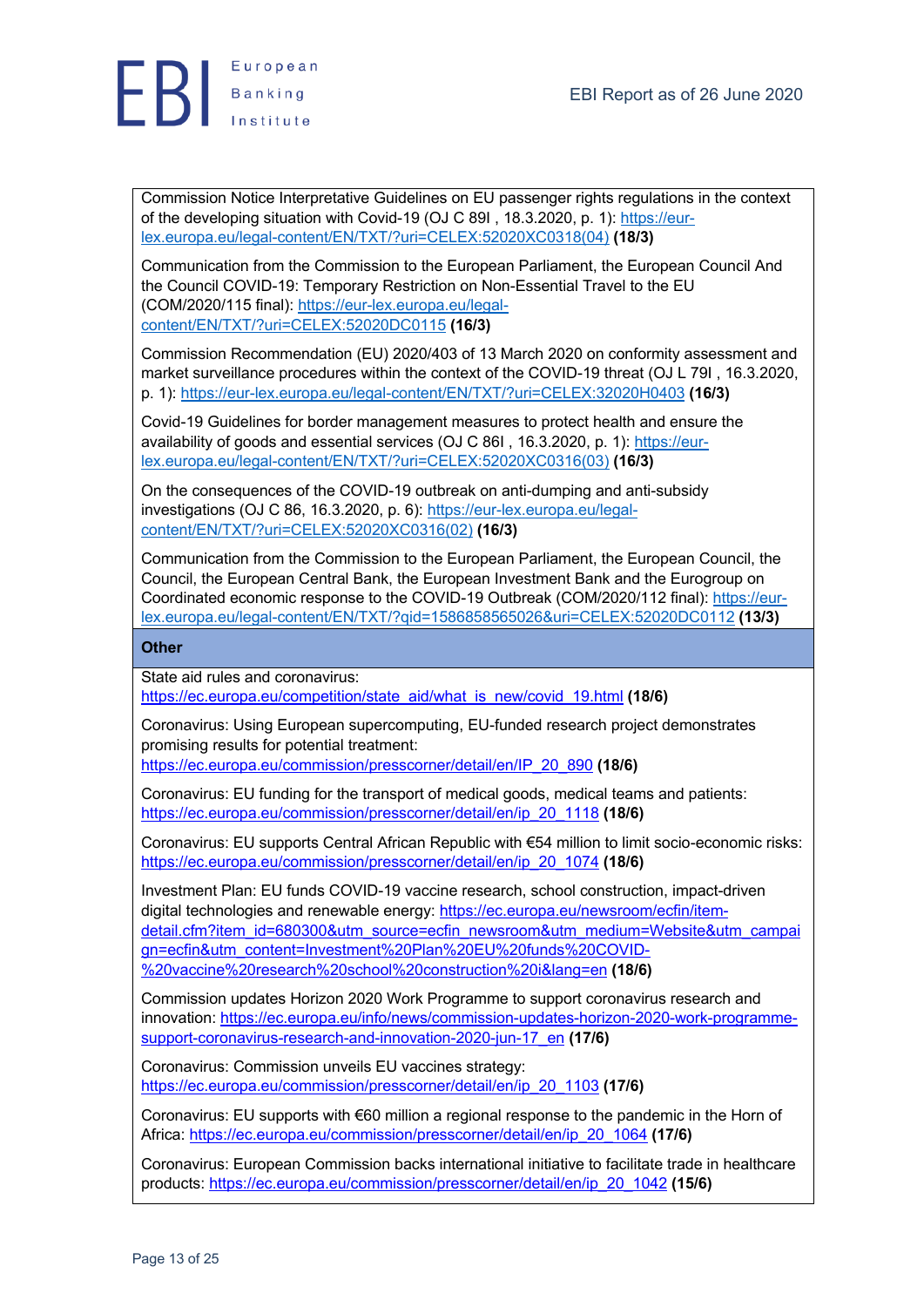Commission Notice Interpretative Guidelines on EU passenger rights regulations in the context of the developing situation with Covid-19 (OJ C 89I , 18.3.2020, p. 1): https://eur-lex.europa.eu/legal-content/EN/TXT/?uri=CELEX:52020XC0318(04) **(18/3)**

Communication from the Commission to the European Parliament, the European Council And the Council COVID-19: Temporary Restriction on Non-Essential Travel to the EU (COM/2020/115 final): https://eur-lex.europa.eu/legal-content/EN/TXT/?uri=CELEX:52020DC0115 **(16/3)**

Commission Recommendation (EU) 2020/403 of 13 March 2020 on conformity assessment and market surveillance procedures within the context of the COVID-19 threat (OJ L 79I , 16.3.2020, p. 1): https://eur-lex.europa.eu/legal-content/EN/TXT/?uri=CELEX:32020H0403 **(16/3)**

Covid-19 Guidelines for border management measures to protect health and ensure the availability of goods and essential services (OJ C 86I , 16.3.2020, p. 1): https://eur-lex.europa.eu/legal-content/EN/TXT/?uri=CELEX:52020XC0316(03) **(16/3)**

On the consequences of the COVID-19 outbreak on anti-dumping and anti-subsidy investigations (OJ C 86, 16.3.2020, p. 6): https://eur-lex.europa.eu/legal-content/EN/TXT/?uri=CELEX:52020XC0316(02) **(16/3)**

Communication from the Commission to the European Parliament, the European Council, the Council, the European Central Bank, the European Investment Bank and the Eurogroup on Coordinated economic response to the COVID-19 Outbreak (COM/2020/112 final): https://eur-lex.europa.eu/legal-content/EN/TXT/?qid=1586858565026&uri=CELEX:52020DC0112 **(13/3)**

## Other

State aid rules and coronavirus: https://ec.europa.eu/competition/state_aid/what_is_new/covid_19.html **(18/6)**

Coronavirus: Using European supercomputing, EU-funded research project demonstrates promising results for potential treatment: https://ec.europa.eu/commission/presscorner/detail/en/IP_20_890 **(18/6)**

Coronavirus: EU funding for the transport of medical goods, medical teams and patients: https://ec.europa.eu/commission/presscorner/detail/en/ip_20_1118 **(18/6)**

Coronavirus: EU supports Central African Republic with €54 million to limit socio-economic risks: https://ec.europa.eu/commission/presscorner/detail/en/ip_20_1074 **(18/6)**

Investment Plan: EU funds COVID-19 vaccine research, school construction, impact-driven digital technologies and renewable energy: https://ec.europa.eu/newsroom/ecfin/item-detail.cfm?item_id=680300&utm_source=ecfin_newsroom&utm_medium=Website&utm_campaign=ecfin&utm_content=Investment%20Plan%20EU%20funds%20COVID-%20vaccine%20research%20school%20construction%20i&lang=en **(18/6)**

Commission updates Horizon 2020 Work Programme to support coronavirus research and innovation: https://ec.europa.eu/info/news/commission-updates-horizon-2020-work-programme-support-coronavirus-research-and-innovation-2020-jun-17_en **(17/6)**

Coronavirus: Commission unveils EU vaccines strategy: https://ec.europa.eu/commission/presscorner/detail/en/ip_20_1103 **(17/6)**

Coronavirus: EU supports with €60 million a regional response to the pandemic in the Horn of Africa: https://ec.europa.eu/commission/presscorner/detail/en/ip_20_1064 **(17/6)**

Coronavirus: European Commission backs international initiative to facilitate trade in healthcare products: https://ec.europa.eu/commission/presscorner/detail/en/ip_20_1042 **(15/6)**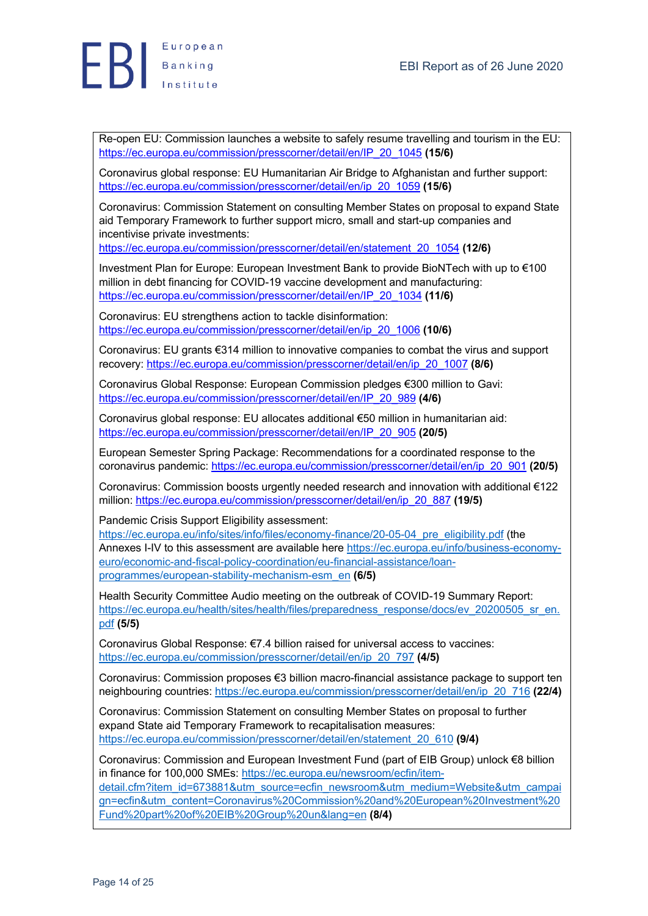Re-open EU: Commission launches a website to safely resume travelling and tourism in the EU: https://ec.europa.eu/commission/presscorner/detail/en/IP_20_1045 **(15/6)**

Coronavirus global response: EU Humanitarian Air Bridge to Afghanistan and further support: https://ec.europa.eu/commission/presscorner/detail/en/ip_20_1059 **(15/6)**

Coronavirus: Commission Statement on consulting Member States on proposal to expand State aid Temporary Framework to further support micro, small and start-up companies and incentivise private investments: https://ec.europa.eu/commission/presscorner/detail/en/statement_20_1054 **(12/6)**

Investment Plan for Europe: European Investment Bank to provide BioNTech with up to €100 million in debt financing for COVID-19 vaccine development and manufacturing: https://ec.europa.eu/commission/presscorner/detail/en/IP_20_1034 **(11/6)**

Coronavirus: EU strengthens action to tackle disinformation: https://ec.europa.eu/commission/presscorner/detail/en/ip_20_1006 **(10/6)**

Coronavirus: EU grants €314 million to innovative companies to combat the virus and support recovery: https://ec.europa.eu/commission/presscorner/detail/en/ip_20_1007 **(8/6)**

Coronavirus Global Response: European Commission pledges €300 million to Gavi: https://ec.europa.eu/commission/presscorner/detail/en/IP_20_989 **(4/6)**

Coronavirus global response: EU allocates additional €50 million in humanitarian aid: https://ec.europa.eu/commission/presscorner/detail/en/IP_20_905 **(20/5)**

European Semester Spring Package: Recommendations for a coordinated response to the coronavirus pandemic: https://ec.europa.eu/commission/presscorner/detail/en/ip_20_901 **(20/5)**

Coronavirus: Commission boosts urgently needed research and innovation with additional €122 million: https://ec.europa.eu/commission/presscorner/detail/en/ip_20_887 **(19/5)**

Pandemic Crisis Support Eligibility assessment: https://ec.europa.eu/info/sites/info/files/economy-finance/20-05-04_pre_eligibility.pdf (the Annexes I-IV to this assessment are available here https://ec.europa.eu/info/business-economy-euro/economic-and-fiscal-policy-coordination/eu-financial-assistance/loan-programmes/european-stability-mechanism-esm_en **(6/5)**

Health Security Committee Audio meeting on the outbreak of COVID-19 Summary Report: https://ec.europa.eu/health/sites/health/files/preparedness_response/docs/ev_20200505_sr_en.pdf **(5/5)**

Coronavirus Global Response: €7.4 billion raised for universal access to vaccines: https://ec.europa.eu/commission/presscorner/detail/en/ip_20_797 **(4/5)**

Coronavirus: Commission proposes €3 billion macro-financial assistance package to support ten neighbouring countries: https://ec.europa.eu/commission/presscorner/detail/en/ip_20_716 **(22/4)**

Coronavirus: Commission Statement on consulting Member States on proposal to further expand State aid Temporary Framework to recapitalisation measures: https://ec.europa.eu/commission/presscorner/detail/en/statement_20_610 **(9/4)**

Coronavirus: Commission and European Investment Fund (part of EIB Group) unlock €8 billion in finance for 100,000 SMEs: https://ec.europa.eu/newsroom/ecfin/item-detail.cfm?item_id=673881&utm_source=ecfin_newsroom&utm_medium=Website&utm_campaign=ecfin&utm_content=Coronavirus%20Commission%20and%20European%20Investment%20Fund%20part%20of%20EIB%20Group%20un&lang=en **(8/4)**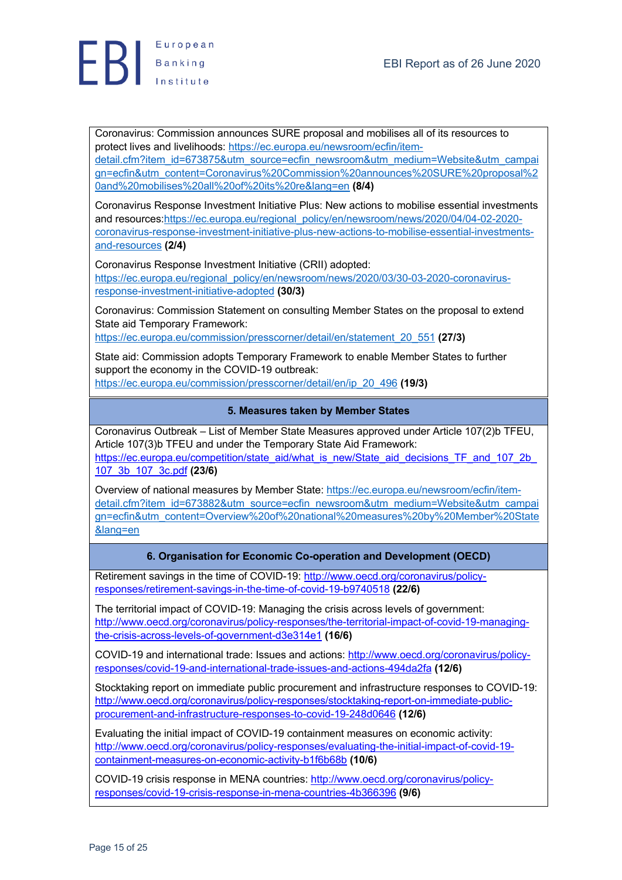Coronavirus: Commission announces SURE proposal and mobilises all of its resources to protect lives and livelihoods: https://ec.europa.eu/newsroom/ecfin/item-detail.cfm?item_id=673875&utm_source=ecfin_newsroom&utm_medium=Website&utm_campaign=ecfin&utm_content=Coronavirus%20Commission%20announces%20SURE%20proposal%20and%20mobilises%20all%20of%20its%20re&lang=en **(8/4)**

Coronavirus Response Investment Initiative Plus: New actions to mobilise essential investments and resources:https://ec.europa.eu/regional_policy/en/newsroom/news/2020/04/04-02-2020-coronavirus-response-investment-initiative-plus-new-actions-to-mobilise-essential-investments-and-resources **(2/4)**

Coronavirus Response Investment Initiative (CRII) adopted: https://ec.europa.eu/regional_policy/en/newsroom/news/2020/03/30-03-2020-coronavirus-response-investment-initiative-adopted **(30/3)**

Coronavirus: Commission Statement on consulting Member States on the proposal to extend State aid Temporary Framework: https://ec.europa.eu/commission/presscorner/detail/en/statement_20_551 **(27/3)**

State aid: Commission adopts Temporary Framework to enable Member States to further support the economy in the COVID-19 outbreak: https://ec.europa.eu/commission/presscorner/detail/en/ip_20_496 **(19/3)**

## 5. Measures taken by Member States

Coronavirus Outbreak – List of Member State Measures approved under Article 107(2)b TFEU, Article 107(3)b TFEU and under the Temporary State Aid Framework: https://ec.europa.eu/competition/state_aid/what_is_new/State_aid_decisions_TF_and_107_2b_107_3b_107_3c.pdf **(23/6)**

Overview of national measures by Member State: https://ec.europa.eu/newsroom/ecfin/item-detail.cfm?item_id=673882&utm_source=ecfin_newsroom&utm_medium=Website&utm_campaign=ecfin&utm_content=Overview%20of%20national%20measures%20by%20Member%20State&lang=en

## 6. Organisation for Economic Co-operation and Development (OECD)

Retirement savings in the time of COVID-19: http://www.oecd.org/coronavirus/policy-responses/retirement-savings-in-the-time-of-covid-19-b9740518 **(22/6)**

The territorial impact of COVID-19: Managing the crisis across levels of government: http://www.oecd.org/coronavirus/policy-responses/the-territorial-impact-of-covid-19-managing-the-crisis-across-levels-of-government-d3e314e1 **(16/6)**

COVID-19 and international trade: Issues and actions: http://www.oecd.org/coronavirus/policy-responses/covid-19-and-international-trade-issues-and-actions-494da2fa **(12/6)**

Stocktaking report on immediate public procurement and infrastructure responses to COVID-19: http://www.oecd.org/coronavirus/policy-responses/stocktaking-report-on-immediate-public-procurement-and-infrastructure-responses-to-covid-19-248d0646 **(12/6)**

Evaluating the initial impact of COVID-19 containment measures on economic activity: http://www.oecd.org/coronavirus/policy-responses/evaluating-the-initial-impact-of-covid-19-containment-measures-on-economic-activity-b1f6b68b **(10/6)**

COVID-19 crisis response in MENA countries: http://www.oecd.org/coronavirus/policy-responses/covid-19-crisis-response-in-mena-countries-4b366396 **(9/6)**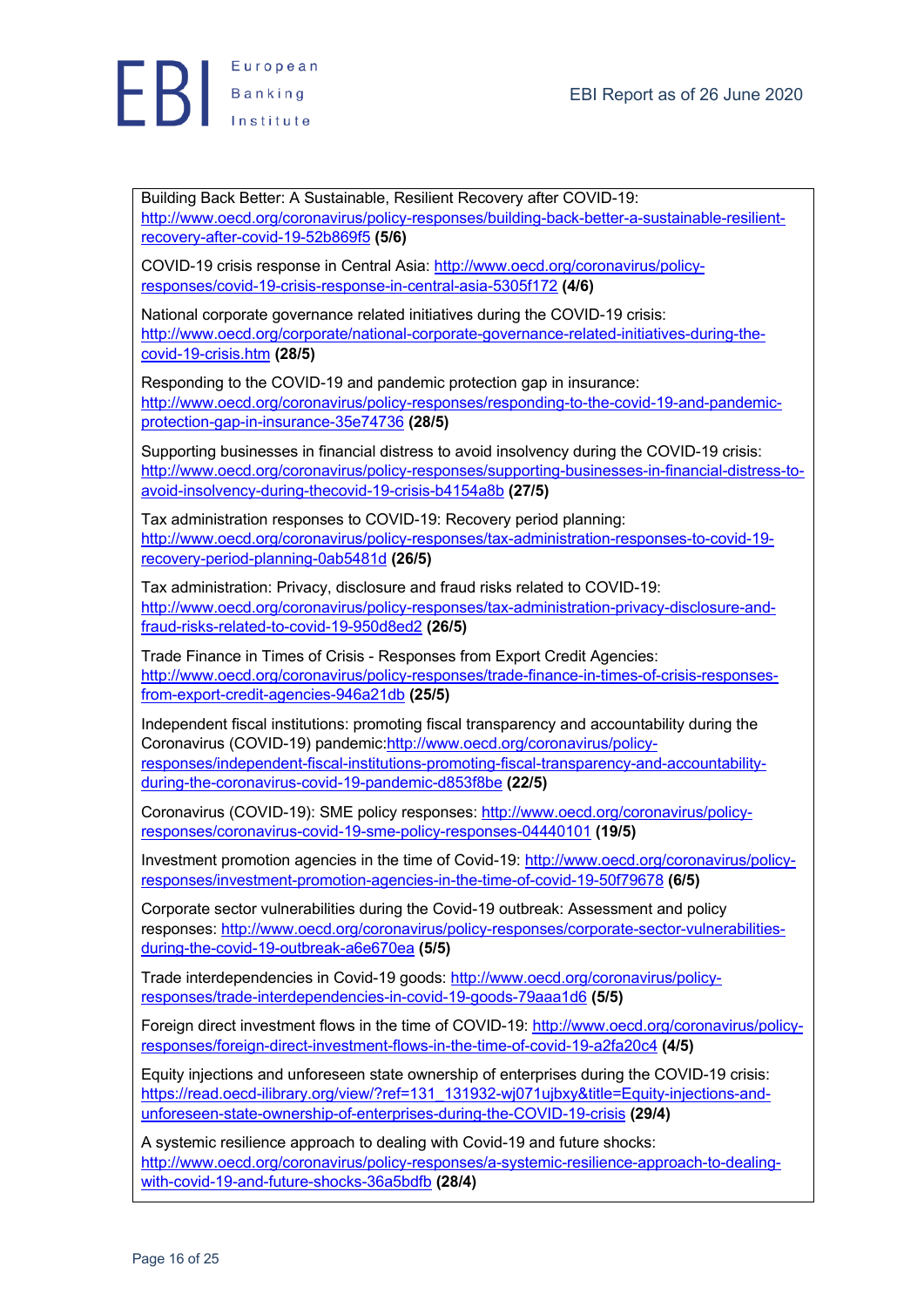Building Back Better: A Sustainable, Resilient Recovery after COVID-19: http://www.oecd.org/coronavirus/policy-responses/building-back-better-a-sustainable-resilient-recovery-after-covid-19-52b869f5 **(5/6)**

COVID-19 crisis response in Central Asia: http://www.oecd.org/coronavirus/policy-responses/covid-19-crisis-response-in-central-asia-5305f172 **(4/6)**

National corporate governance related initiatives during the COVID-19 crisis: http://www.oecd.org/corporate/national-corporate-governance-related-initiatives-during-the-covid-19-crisis.htm **(28/5)**

Responding to the COVID-19 and pandemic protection gap in insurance: http://www.oecd.org/coronavirus/policy-responses/responding-to-the-covid-19-and-pandemic-protection-gap-in-insurance-35e74736 **(28/5)**

Supporting businesses in financial distress to avoid insolvency during the COVID-19 crisis: http://www.oecd.org/coronavirus/policy-responses/supporting-businesses-in-financial-distress-to-avoid-insolvency-during-thecovid-19-crisis-b4154a8b **(27/5)**

Tax administration responses to COVID-19: Recovery period planning: http://www.oecd.org/coronavirus/policy-responses/tax-administration-responses-to-covid-19-recovery-period-planning-0ab5481d **(26/5)**

Tax administration: Privacy, disclosure and fraud risks related to COVID-19: http://www.oecd.org/coronavirus/policy-responses/tax-administration-privacy-disclosure-and-fraud-risks-related-to-covid-19-950d8ed2 **(26/5)**

Trade Finance in Times of Crisis - Responses from Export Credit Agencies: http://www.oecd.org/coronavirus/policy-responses/trade-finance-in-times-of-crisis-responses-from-export-credit-agencies-946a21db **(25/5)**

Independent fiscal institutions: promoting fiscal transparency and accountability during the Coronavirus (COVID-19) pandemic:http://www.oecd.org/coronavirus/policy-responses/independent-fiscal-institutions-promoting-fiscal-transparency-and-accountability-during-the-coronavirus-covid-19-pandemic-d853f8be **(22/5)**

Coronavirus (COVID-19): SME policy responses: http://www.oecd.org/coronavirus/policy-responses/coronavirus-covid-19-sme-policy-responses-04440101 **(19/5)**

Investment promotion agencies in the time of Covid-19: http://www.oecd.org/coronavirus/policy-responses/investment-promotion-agencies-in-the-time-of-covid-19-50f79678 **(6/5)**

Corporate sector vulnerabilities during the Covid-19 outbreak: Assessment and policy responses: http://www.oecd.org/coronavirus/policy-responses/corporate-sector-vulnerabilities-during-the-covid-19-outbreak-a6e670ea **(5/5)**

Trade interdependencies in Covid-19 goods: http://www.oecd.org/coronavirus/policy-responses/trade-interdependencies-in-covid-19-goods-79aaa1d6 **(5/5)**

Foreign direct investment flows in the time of COVID-19: http://www.oecd.org/coronavirus/policy-responses/foreign-direct-investment-flows-in-the-time-of-covid-19-a2fa20c4 **(4/5)**

Equity injections and unforeseen state ownership of enterprises during the COVID-19 crisis: https://read.oecd-ilibrary.org/view/?ref=131_131932-wj071ujbxy&title=Equity-injections-and-unforeseen-state-ownership-of-enterprises-during-the-COVID-19-crisis **(29/4)**

A systemic resilience approach to dealing with Covid-19 and future shocks: http://www.oecd.org/coronavirus/policy-responses/a-systemic-resilience-approach-to-dealing-with-covid-19-and-future-shocks-36a5bdfb **(28/4)**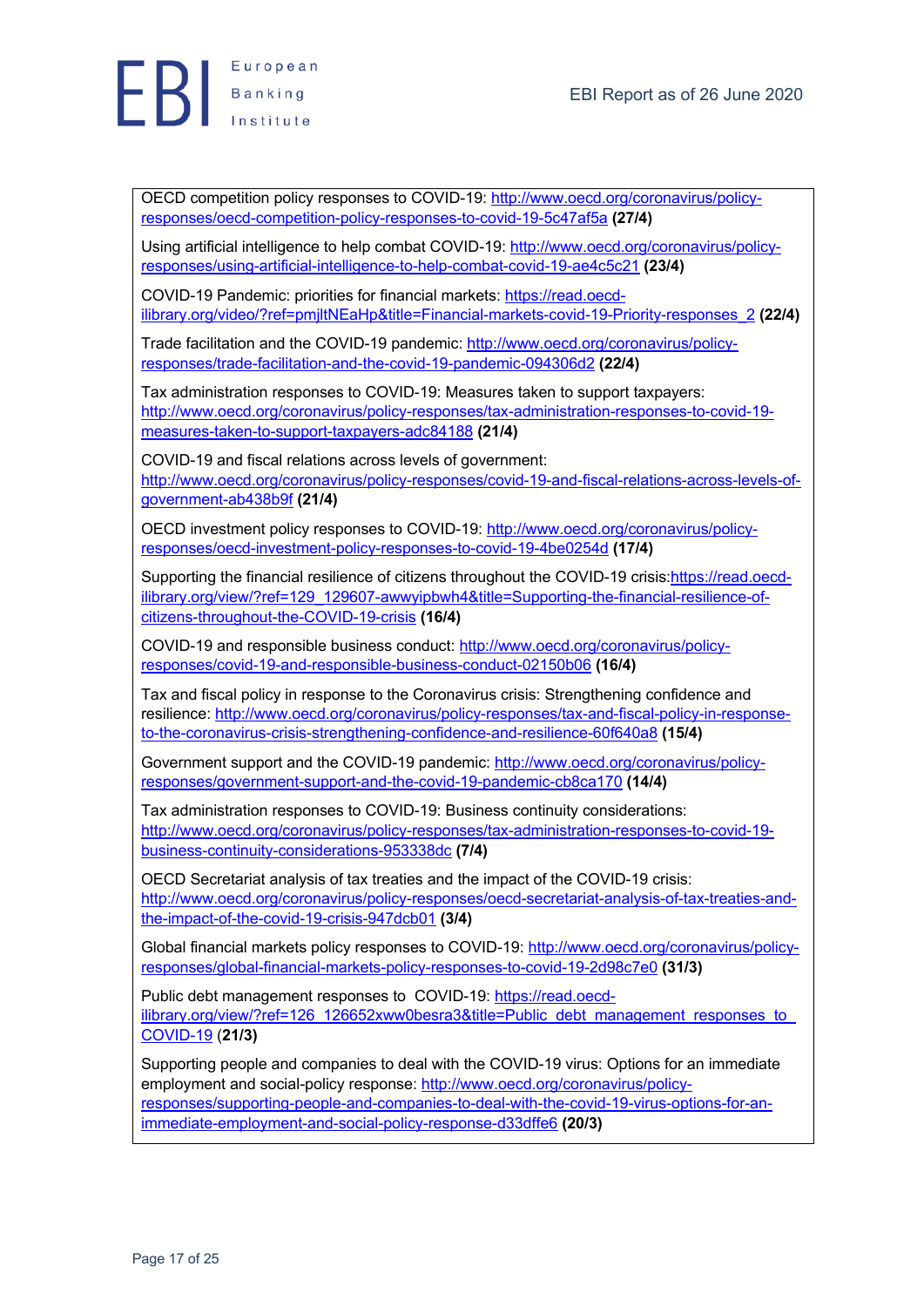OECD competition policy responses to COVID-19: http://www.oecd.org/coronavirus/policy-responses/oecd-competition-policy-responses-to-covid-19-5c47af5a **(27/4)**

Using artificial intelligence to help combat COVID-19: http://www.oecd.org/coronavirus/policy-responses/using-artificial-intelligence-to-help-combat-covid-19-ae4c5c21 **(23/4)**

COVID-19 Pandemic: priorities for financial markets: https://read.oecd-ilibrary.org/video/?ref=pmjltNEaHp&title=Financial-markets-covid-19-Priority-responses_2 **(22/4)**

Trade facilitation and the COVID-19 pandemic: http://www.oecd.org/coronavirus/policy-responses/trade-facilitation-and-the-covid-19-pandemic-094306d2 **(22/4)**

Tax administration responses to COVID-19: Measures taken to support taxpayers: http://www.oecd.org/coronavirus/policy-responses/tax-administration-responses-to-covid-19-measures-taken-to-support-taxpayers-adc84188 **(21/4)**

COVID-19 and fiscal relations across levels of government: http://www.oecd.org/coronavirus/policy-responses/covid-19-and-fiscal-relations-across-levels-of-government-ab438b9f **(21/4)**

OECD investment policy responses to COVID-19: http://www.oecd.org/coronavirus/policy-responses/oecd-investment-policy-responses-to-covid-19-4be0254d **(17/4)**

Supporting the financial resilience of citizens throughout the COVID-19 crisis:https://read.oecd-ilibrary.org/view/?ref=129_129607-awwyipbwh4&title=Supporting-the-financial-resilience-of-citizens-throughout-the-COVID-19-crisis **(16/4)**

COVID-19 and responsible business conduct: http://www.oecd.org/coronavirus/policy-responses/covid-19-and-responsible-business-conduct-02150b06 **(16/4)**

Tax and fiscal policy in response to the Coronavirus crisis: Strengthening confidence and resilience: http://www.oecd.org/coronavirus/policy-responses/tax-and-fiscal-policy-in-response-to-the-coronavirus-crisis-strengthening-confidence-and-resilience-60f640a8 **(15/4)**

Government support and the COVID-19 pandemic: http://www.oecd.org/coronavirus/policy-responses/government-support-and-the-covid-19-pandemic-cb8ca170 **(14/4)**

Tax administration responses to COVID-19: Business continuity considerations: http://www.oecd.org/coronavirus/policy-responses/tax-administration-responses-to-covid-19-business-continuity-considerations-953338dc **(7/4)**

OECD Secretariat analysis of tax treaties and the impact of the COVID-19 crisis: http://www.oecd.org/coronavirus/policy-responses/oecd-secretariat-analysis-of-tax-treaties-and-the-impact-of-the-covid-19-crisis-947dcb01 **(3/4)**

Global financial markets policy responses to COVID-19: http://www.oecd.org/coronavirus/policy-responses/global-financial-markets-policy-responses-to-covid-19-2d98c7e0 **(31/3)**

Public debt management responses to COVID-19: https://read.oecd-ilibrary.org/view/?ref=126_126652xww0besra3&title=Public_debt_management_responses_to_COVID-19 **(21/3)**

Supporting people and companies to deal with the COVID-19 virus: Options for an immediate employment and social-policy response: http://www.oecd.org/coronavirus/policy-responses/supporting-people-and-companies-to-deal-with-the-covid-19-virus-options-for-an-immediate-employment-and-social-policy-response-d33dffe6 **(20/3)**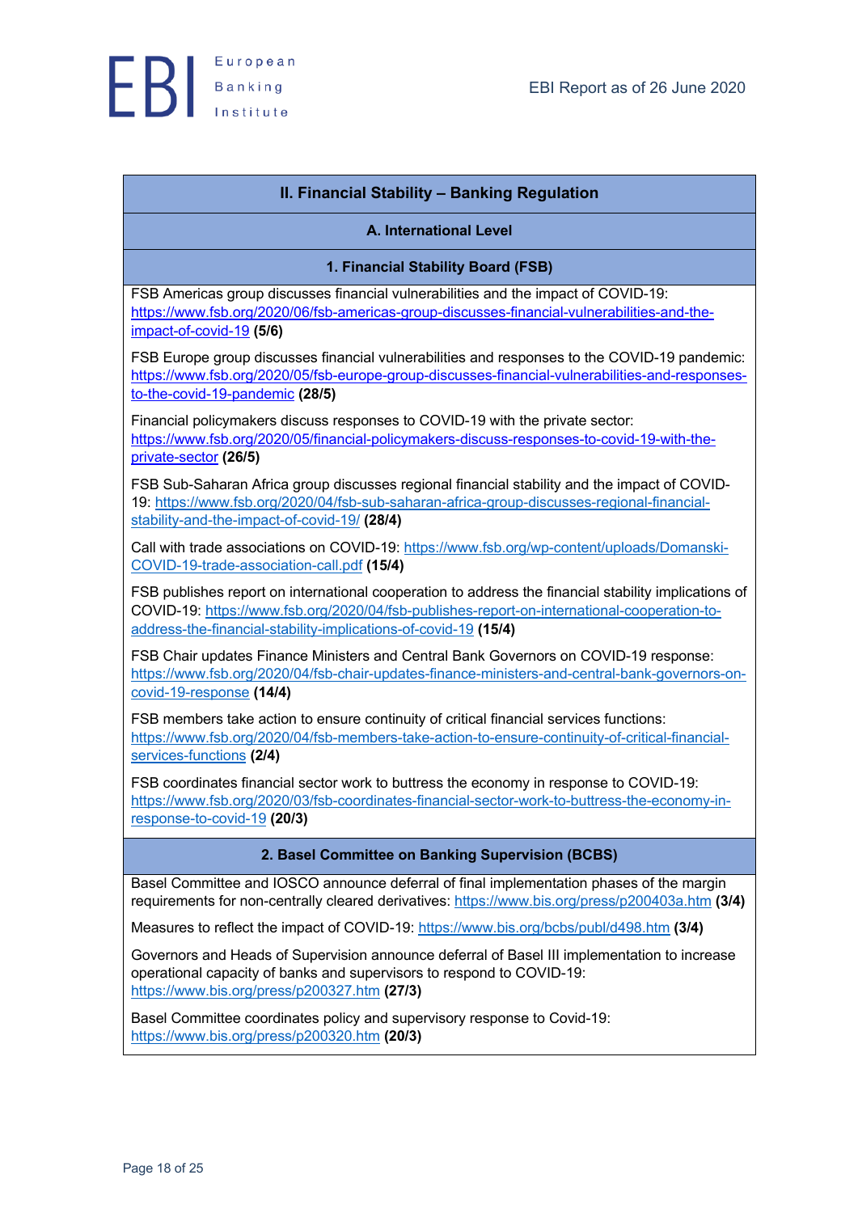## II. Financial Stability – Banking Regulation

### A. International Level

#### 1. Financial Stability Board (FSB)

FSB Americas group discusses financial vulnerabilities and the impact of COVID-19: https://www.fsb.org/2020/06/fsb-americas-group-discusses-financial-vulnerabilities-and-the-impact-of-covid-19 **(5/6)**

FSB Europe group discusses financial vulnerabilities and responses to the COVID-19 pandemic: https://www.fsb.org/2020/05/fsb-europe-group-discusses-financial-vulnerabilities-and-responses-to-the-covid-19-pandemic **(28/5)**

Financial policymakers discuss responses to COVID-19 with the private sector: https://www.fsb.org/2020/05/financial-policymakers-discuss-responses-to-covid-19-with-the-private-sector **(26/5)**

FSB Sub-Saharan Africa group discusses regional financial stability and the impact of COVID-19: https://www.fsb.org/2020/04/fsb-sub-saharan-africa-group-discusses-regional-financial-stability-and-the-impact-of-covid-19/ **(28/4)**

Call with trade associations on COVID-19: https://www.fsb.org/wp-content/uploads/Domanski-COVID-19-trade-association-call.pdf **(15/4)**

FSB publishes report on international cooperation to address the financial stability implications of COVID-19: https://www.fsb.org/2020/04/fsb-publishes-report-on-international-cooperation-to-address-the-financial-stability-implications-of-covid-19 **(15/4)**

FSB Chair updates Finance Ministers and Central Bank Governors on COVID-19 response: https://www.fsb.org/2020/04/fsb-chair-updates-finance-ministers-and-central-bank-governors-on-covid-19-response **(14/4)**

FSB members take action to ensure continuity of critical financial services functions: https://www.fsb.org/2020/04/fsb-members-take-action-to-ensure-continuity-of-critical-financial-services-functions **(2/4)**

FSB coordinates financial sector work to buttress the economy in response to COVID-19: https://www.fsb.org/2020/03/fsb-coordinates-financial-sector-work-to-buttress-the-economy-in-response-to-covid-19 **(20/3)**

#### 2. Basel Committee on Banking Supervision (BCBS)

Basel Committee and IOSCO announce deferral of final implementation phases of the margin requirements for non-centrally cleared derivatives: https://www.bis.org/press/p200403a.htm **(3/4)**

Measures to reflect the impact of COVID-19: https://www.bis.org/bcbs/publ/d498.htm **(3/4)**

Governors and Heads of Supervision announce deferral of Basel III implementation to increase operational capacity of banks and supervisors to respond to COVID-19: https://www.bis.org/press/p200327.htm **(27/3)**

Basel Committee coordinates policy and supervisory response to Covid-19: https://www.bis.org/press/p200320.htm **(20/3)**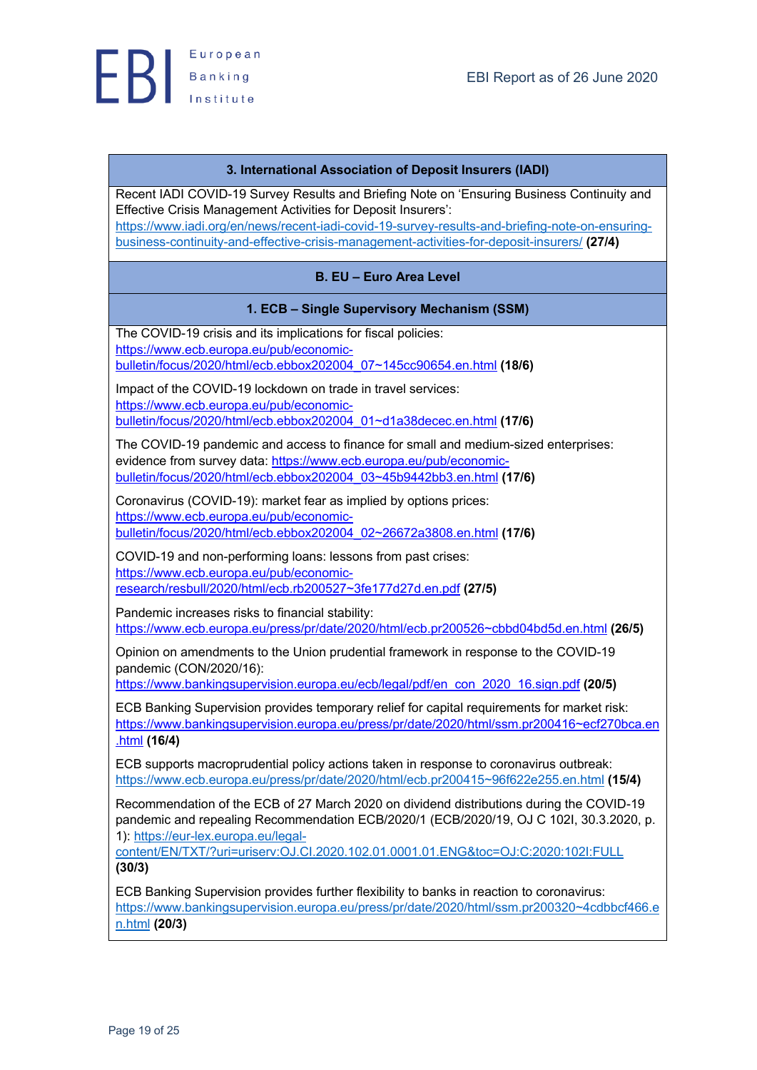**3. International Association of Deposit Insurers (IADI)**

Recent IADI COVID-19 Survey Results and Briefing Note on 'Ensuring Business Continuity and Effective Crisis Management Activities for Deposit Insurers': https://www.iadi.org/en/news/recent-iadi-covid-19-survey-results-and-briefing-note-on-ensuring-business-continuity-and-effective-crisis-management-activities-for-deposit-insurers/ **(27/4)**

**B. EU – Euro Area Level**

**1. ECB – Single Supervisory Mechanism (SSM)**

The COVID-19 crisis and its implications for fiscal policies: https://www.ecb.europa.eu/pub/economic-bulletin/focus/2020/html/ecb.ebbox202004_07~145cc90654.en.html **(18/6)**

Impact of the COVID-19 lockdown on trade in travel services: https://www.ecb.europa.eu/pub/economic-bulletin/focus/2020/html/ecb.ebbox202004_01~d1a38decec.en.html **(17/6)**

The COVID-19 pandemic and access to finance for small and medium-sized enterprises: evidence from survey data: https://www.ecb.europa.eu/pub/economic-bulletin/focus/2020/html/ecb.ebbox202004_03~45b9442bb3.en.html **(17/6)**

Coronavirus (COVID-19): market fear as implied by options prices: https://www.ecb.europa.eu/pub/economic-bulletin/focus/2020/html/ecb.ebbox202004_02~26672a3808.en.html **(17/6)**

COVID-19 and non-performing loans: lessons from past crises: https://www.ecb.europa.eu/pub/economic-research/resbull/2020/html/ecb.rb200527~3fe177d27d.en.pdf **(27/5)**

Pandemic increases risks to financial stability: https://www.ecb.europa.eu/press/pr/date/2020/html/ecb.pr200526~cbbd04bd5d.en.html **(26/5)**

Opinion on amendments to the Union prudential framework in response to the COVID-19 pandemic (CON/2020/16): https://www.bankingsupervision.europa.eu/ecb/legal/pdf/en_con_2020_16.sign.pdf **(20/5)**

ECB Banking Supervision provides temporary relief for capital requirements for market risk: https://www.bankingsupervision.europa.eu/press/pr/date/2020/html/ssm.pr200416~ecf270bca.en.html **(16/4)**

ECB supports macroprudential policy actions taken in response to coronavirus outbreak: https://www.ecb.europa.eu/press/pr/date/2020/html/ecb.pr200415~96f622e255.en.html **(15/4)**

Recommendation of the ECB of 27 March 2020 on dividend distributions during the COVID-19 pandemic and repealing Recommendation ECB/2020/1 (ECB/2020/19, OJ C 102I, 30.3.2020, p. 1): https://eur-lex.europa.eu/legal-content/EN/TXT/?uri=uriserv:OJ.CI.2020.102.01.0001.01.ENG&toc=OJ:C:2020:102I:FULL **(30/3)**

ECB Banking Supervision provides further flexibility to banks in reaction to coronavirus: https://www.bankingsupervision.europa.eu/press/pr/date/2020/html/ssm.pr200320~4cdbbcf466.en.html **(20/3)**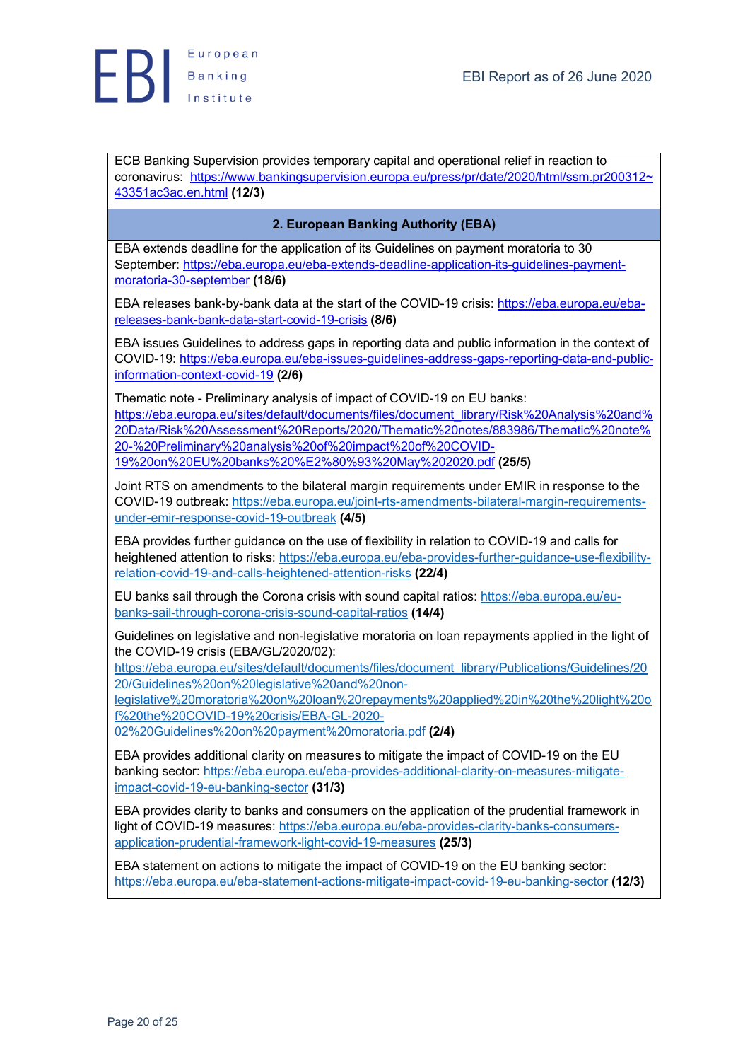ECB Banking Supervision provides temporary capital and operational relief in reaction to coronavirus: https://www.bankingsupervision.europa.eu/press/pr/date/2020/html/ssm.pr200312~43351ac3ac.en.html **(12/3)**

## 2. European Banking Authority (EBA)

EBA extends deadline for the application of its Guidelines on payment moratoria to 30 September: https://eba.europa.eu/eba-extends-deadline-application-its-guidelines-payment-moratoria-30-september **(18/6)**

EBA releases bank-by-bank data at the start of the COVID-19 crisis: https://eba.europa.eu/eba-releases-bank-bank-data-start-covid-19-crisis **(8/6)**

EBA issues Guidelines to address gaps in reporting data and public information in the context of COVID-19: https://eba.europa.eu/eba-issues-guidelines-address-gaps-reporting-data-and-public-information-context-covid-19 **(2/6)**

Thematic note - Preliminary analysis of impact of COVID-19 on EU banks: https://eba.europa.eu/sites/default/documents/files/document_library/Risk%20Analysis%20and%20Data/Risk%20Assessment%20Reports/2020/Thematic%20notes/883986/Thematic%20note%20-%20Preliminary%20analysis%20of%20impact%20of%20COVID-19%20on%20EU%20banks%20%E2%80%93%20May%202020.pdf **(25/5)**

Joint RTS on amendments to the bilateral margin requirements under EMIR in response to the COVID-19 outbreak: https://eba.europa.eu/joint-rts-amendments-bilateral-margin-requirements-under-emir-response-covid-19-outbreak **(4/5)**

EBA provides further guidance on the use of flexibility in relation to COVID-19 and calls for heightened attention to risks: https://eba.europa.eu/eba-provides-further-guidance-use-flexibility-relation-covid-19-and-calls-heightened-attention-risks **(22/4)**

EU banks sail through the Corona crisis with sound capital ratios: https://eba.europa.eu/eu-banks-sail-through-corona-crisis-sound-capital-ratios **(14/4)**

Guidelines on legislative and non-legislative moratoria on loan repayments applied in the light of the COVID-19 crisis (EBA/GL/2020/02): https://eba.europa.eu/sites/default/documents/files/document_library/Publications/Guidelines/2020/Guidelines%20on%20legislative%20and%20non-legislative%20moratoria%20on%20loan%20repayments%20applied%20in%20the%20light%20of%20the%20COVID-19%20crisis/EBA-GL-2020-02%20Guidelines%20on%20payment%20moratoria.pdf **(2/4)**

EBA provides additional clarity on measures to mitigate the impact of COVID-19 on the EU banking sector: https://eba.europa.eu/eba-provides-additional-clarity-on-measures-mitigate-impact-covid-19-eu-banking-sector **(31/3)**

EBA provides clarity to banks and consumers on the application of the prudential framework in light of COVID-19 measures: https://eba.europa.eu/eba-provides-clarity-banks-consumers-application-prudential-framework-light-covid-19-measures **(25/3)**

EBA statement on actions to mitigate the impact of COVID-19 on the EU banking sector: https://eba.europa.eu/eba-statement-actions-mitigate-impact-covid-19-eu-banking-sector **(12/3)**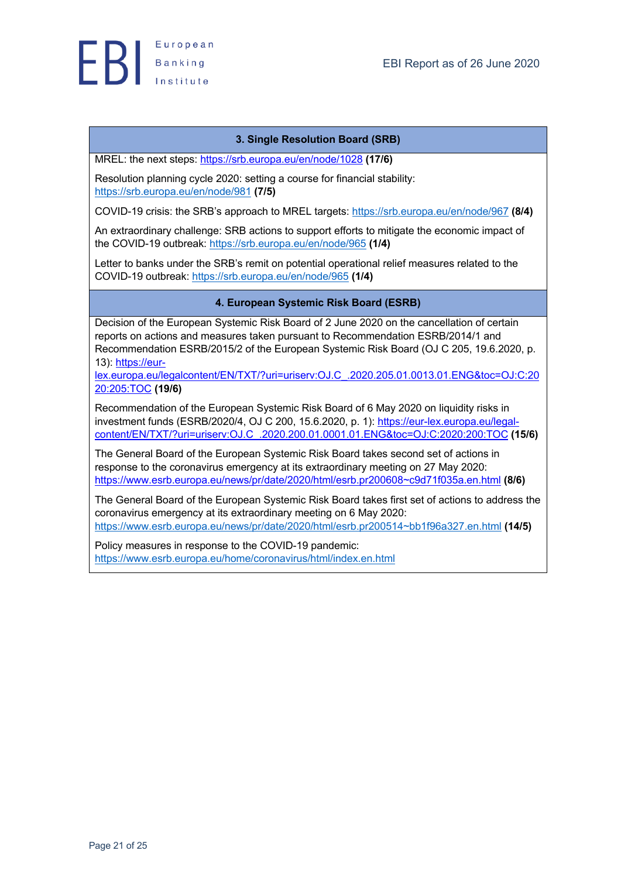| 3. Single Resolution Board (SRB) |
|---|
| MREL: the next steps: https://srb.europa.eu/en/node/1028 **(17/6)** |
| Resolution planning cycle 2020: setting a course for financial stability: https://srb.europa.eu/en/node/981 **(7/5)** |
| COVID-19 crisis: the SRB's approach to MREL targets: https://srb.europa.eu/en/node/967 **(8/4)** |
| An extraordinary challenge: SRB actions to support efforts to mitigate the economic impact of the COVID-19 outbreak: https://srb.europa.eu/en/node/965 **(1/4)** |
| Letter to banks under the SRB's remit on potential operational relief measures related to the COVID-19 outbreak: https://srb.europa.eu/en/node/965 **(1/4)** |
| **4. European Systemic Risk Board (ESRB)** |
| Decision of the European Systemic Risk Board of 2 June 2020 on the cancellation of certain reports on actions and measures taken pursuant to Recommendation ESRB/2014/1 and Recommendation ESRB/2015/2 of the European Systemic Risk Board (OJ C 205, 19.6.2020, p. 13): https://eur-lex.europa.eu/legalcontent/EN/TXT/?uri=uriserv:OJ.C_.2020.205.01.0013.01.ENG&toc=OJ:C:2020:205:TOC **(19/6)** |
| Recommendation of the European Systemic Risk Board of 6 May 2020 on liquidity risks in investment funds (ESRB/2020/4, OJ C 200, 15.6.2020, p. 1): https://eur-lex.europa.eu/legal-content/EN/TXT/?uri=uriserv:OJ.C_.2020.200.01.0001.01.ENG&toc=OJ:C:2020:200:TOC **(15/6)** |
| The General Board of the European Systemic Risk Board takes second set of actions in response to the coronavirus emergency at its extraordinary meeting on 27 May 2020: https://www.esrb.europa.eu/news/pr/date/2020/html/esrb.pr200608~c9d71f035a.en.html **(8/6)** |
| The General Board of the European Systemic Risk Board takes first set of actions to address the coronavirus emergency at its extraordinary meeting on 6 May 2020: https://www.esrb.europa.eu/news/pr/date/2020/html/esrb.pr200514~bb1f96a327.en.html **(14/5)** |
| Policy measures in response to the COVID-19 pandemic: https://www.esrb.europa.eu/home/coronavirus/html/index.en.html |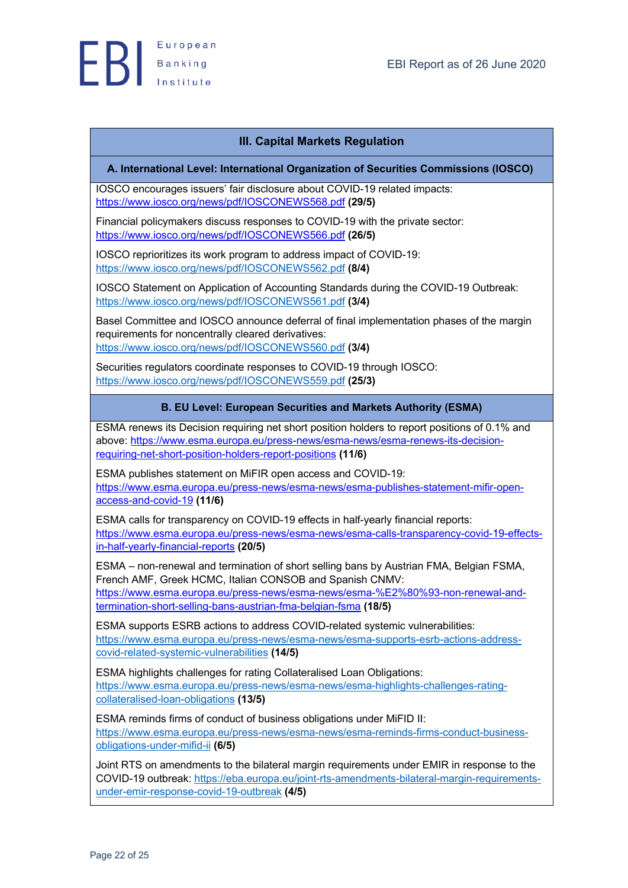## III. Capital Markets Regulation

### A. International Level: International Organization of Securities Commissions (IOSCO)

IOSCO encourages issuers' fair disclosure about COVID-19 related impacts: https://www.iosco.org/news/pdf/IOSCONEWS568.pdf **(29/5)**

Financial policymakers discuss responses to COVID-19 with the private sector: https://www.iosco.org/news/pdf/IOSCONEWS566.pdf **(26/5)**

IOSCO reprioritizes its work program to address impact of COVID-19: https://www.iosco.org/news/pdf/IOSCONEWS562.pdf **(8/4)**

IOSCO Statement on Application of Accounting Standards during the COVID-19 Outbreak: https://www.iosco.org/news/pdf/IOSCONEWS561.pdf **(3/4)**

Basel Committee and IOSCO announce deferral of final implementation phases of the margin requirements for noncentrally cleared derivatives: https://www.iosco.org/news/pdf/IOSCONEWS560.pdf **(3/4)**

Securities regulators coordinate responses to COVID-19 through IOSCO: https://www.iosco.org/news/pdf/IOSCONEWS559.pdf **(25/3)**

### B. EU Level: European Securities and Markets Authority (ESMA)

ESMA renews its Decision requiring net short position holders to report positions of 0.1% and above: https://www.esma.europa.eu/press-news/esma-news/esma-renews-its-decision-requiring-net-short-position-holders-report-positions **(11/6)**

ESMA publishes statement on MiFIR open access and COVID-19: https://www.esma.europa.eu/press-news/esma-news/esma-publishes-statement-mifir-open-access-and-covid-19 **(11/6)**

ESMA calls for transparency on COVID-19 effects in half-yearly financial reports: https://www.esma.europa.eu/press-news/esma-news/esma-calls-transparency-covid-19-effects-in-half-yearly-financial-reports **(20/5)**

ESMA – non-renewal and termination of short selling bans by Austrian FMA, Belgian FSMA, French AMF, Greek HCMC, Italian CONSOB and Spanish CNMV: https://www.esma.europa.eu/press-news/esma-news/esma-%E2%80%93-non-renewal-and-termination-short-selling-bans-austrian-fma-belgian-fsma **(18/5)**

ESMA supports ESRB actions to address COVID-related systemic vulnerabilities: https://www.esma.europa.eu/press-news/esma-news/esma-supports-esrb-actions-address-covid-related-systemic-vulnerabilities **(14/5)**

ESMA highlights challenges for rating Collateralised Loan Obligations: https://www.esma.europa.eu/press-news/esma-news/esma-highlights-challenges-rating-collateralised-loan-obligations **(13/5)**

ESMA reminds firms of conduct of business obligations under MiFID II: https://www.esma.europa.eu/press-news/esma-news/esma-reminds-firms-conduct-business-obligations-under-mifid-ii **(6/5)**

Joint RTS on amendments to the bilateral margin requirements under EMIR in response to the COVID-19 outbreak: https://eba.europa.eu/joint-rts-amendments-bilateral-margin-requirements-under-emir-response-covid-19-outbreak **(4/5)**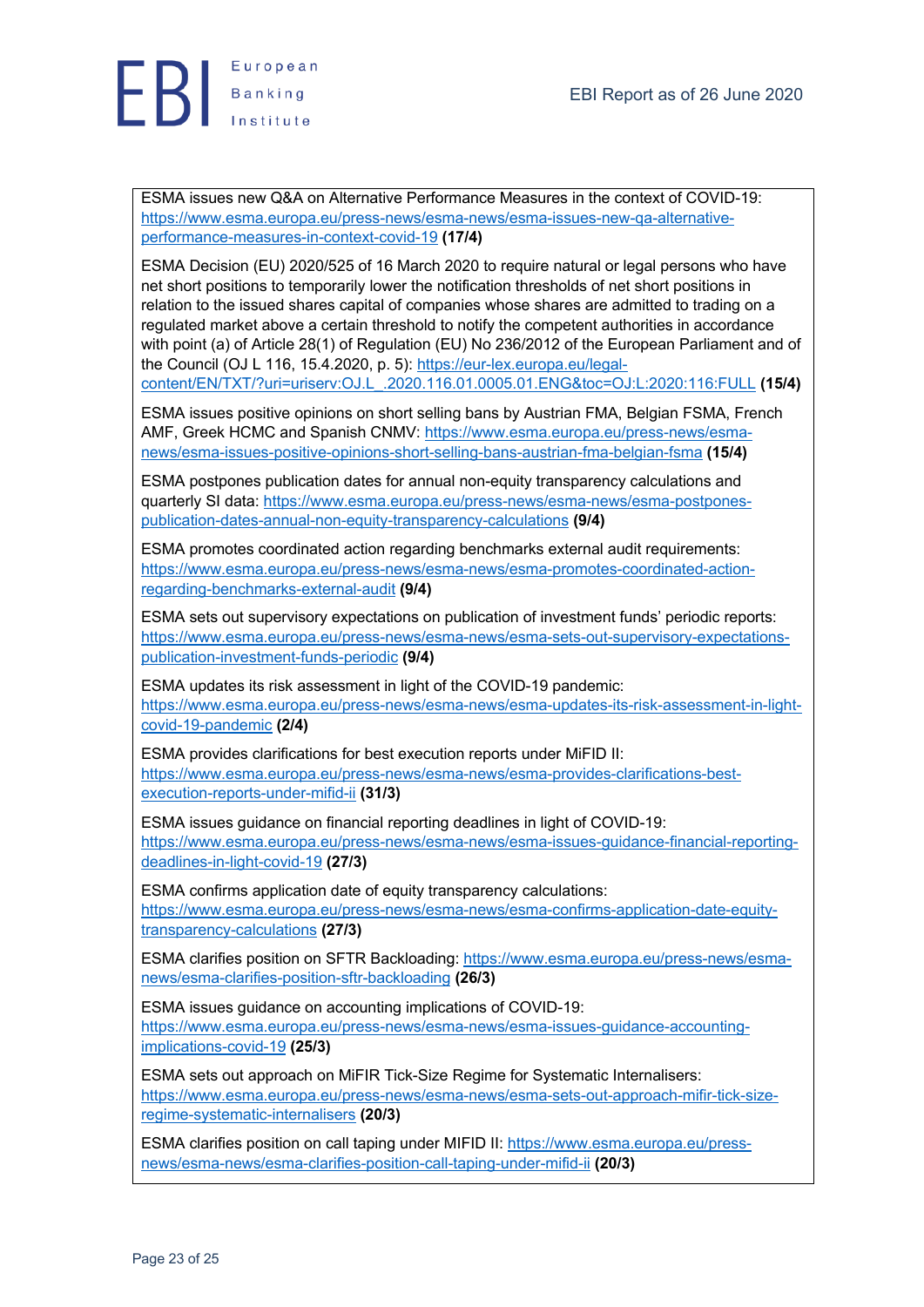ESMA issues new Q&A on Alternative Performance Measures in the context of COVID-19: https://www.esma.europa.eu/press-news/esma-news/esma-issues-new-qa-alternative-performance-measures-in-context-covid-19 **(17/4)**

ESMA Decision (EU) 2020/525 of 16 March 2020 to require natural or legal persons who have net short positions to temporarily lower the notification thresholds of net short positions in relation to the issued shares capital of companies whose shares are admitted to trading on a regulated market above a certain threshold to notify the competent authorities in accordance with point (a) of Article 28(1) of Regulation (EU) No 236/2012 of the European Parliament and of the Council (OJ L 116, 15.4.2020, p. 5): https://eur-lex.europa.eu/legal-content/EN/TXT/?uri=uriserv:OJ.L_.2020.116.01.0005.01.ENG&toc=OJ:L:2020:116:FULL **(15/4)**

ESMA issues positive opinions on short selling bans by Austrian FMA, Belgian FSMA, French AMF, Greek HCMC and Spanish CNMV: https://www.esma.europa.eu/press-news/esma-news/esma-issues-positive-opinions-short-selling-bans-austrian-fma-belgian-fsma **(15/4)**

ESMA postpones publication dates for annual non-equity transparency calculations and quarterly SI data: https://www.esma.europa.eu/press-news/esma-news/esma-postpones-publication-dates-annual-non-equity-transparency-calculations **(9/4)**

ESMA promotes coordinated action regarding benchmarks external audit requirements: https://www.esma.europa.eu/press-news/esma-news/esma-promotes-coordinated-action-regarding-benchmarks-external-audit **(9/4)**

ESMA sets out supervisory expectations on publication of investment funds' periodic reports: https://www.esma.europa.eu/press-news/esma-news/esma-sets-out-supervisory-expectations-publication-investment-funds-periodic **(9/4)**

ESMA updates its risk assessment in light of the COVID-19 pandemic: https://www.esma.europa.eu/press-news/esma-news/esma-updates-its-risk-assessment-in-light-covid-19-pandemic **(2/4)**

ESMA provides clarifications for best execution reports under MiFID II: https://www.esma.europa.eu/press-news/esma-news/esma-provides-clarifications-best-execution-reports-under-mifid-ii **(31/3)**

ESMA issues guidance on financial reporting deadlines in light of COVID-19: https://www.esma.europa.eu/press-news/esma-news/esma-issues-guidance-financial-reporting-deadlines-in-light-covid-19 **(27/3)**

ESMA confirms application date of equity transparency calculations: https://www.esma.europa.eu/press-news/esma-news/esma-confirms-application-date-equity-transparency-calculations **(27/3)**

ESMA clarifies position on SFTR Backloading: https://www.esma.europa.eu/press-news/esma-news/esma-clarifies-position-sftr-backloading **(26/3)**

ESMA issues guidance on accounting implications of COVID-19: https://www.esma.europa.eu/press-news/esma-news/esma-issues-guidance-accounting-implications-covid-19 **(25/3)**

ESMA sets out approach on MiFIR Tick-Size Regime for Systematic Internalisers: https://www.esma.europa.eu/press-news/esma-news/esma-sets-out-approach-mifir-tick-size-regime-systematic-internalisers **(20/3)**

ESMA clarifies position on call taping under MIFID II: https://www.esma.europa.eu/press-news/esma-news/esma-clarifies-position-call-taping-under-mifid-ii **(20/3)**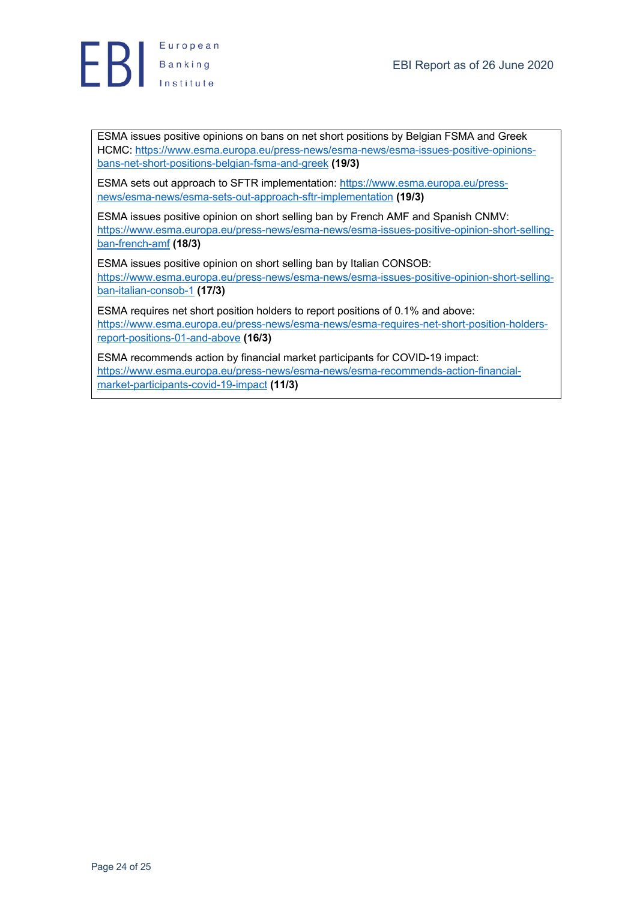ESMA issues positive opinions on bans on net short positions by Belgian FSMA and Greek HCMC: https://www.esma.europa.eu/press-news/esma-news/esma-issues-positive-opinions-bans-net-short-positions-belgian-fsma-and-greek **(19/3)**

ESMA sets out approach to SFTR implementation: https://www.esma.europa.eu/press-news/esma-news/esma-sets-out-approach-sftr-implementation **(19/3)**

ESMA issues positive opinion on short selling ban by French AMF and Spanish CNMV: https://www.esma.europa.eu/press-news/esma-news/esma-issues-positive-opinion-short-selling-ban-french-amf **(18/3)**

ESMA issues positive opinion on short selling ban by Italian CONSOB: https://www.esma.europa.eu/press-news/esma-news/esma-issues-positive-opinion-short-selling-ban-italian-consob-1 **(17/3)**

ESMA requires net short position holders to report positions of 0.1% and above: https://www.esma.europa.eu/press-news/esma-news/esma-requires-net-short-position-holders-report-positions-01-and-above **(16/3)**

ESMA recommends action by financial market participants for COVID-19 impact: https://www.esma.europa.eu/press-news/esma-news/esma-recommends-action-financial-market-participants-covid-19-impact **(11/3)**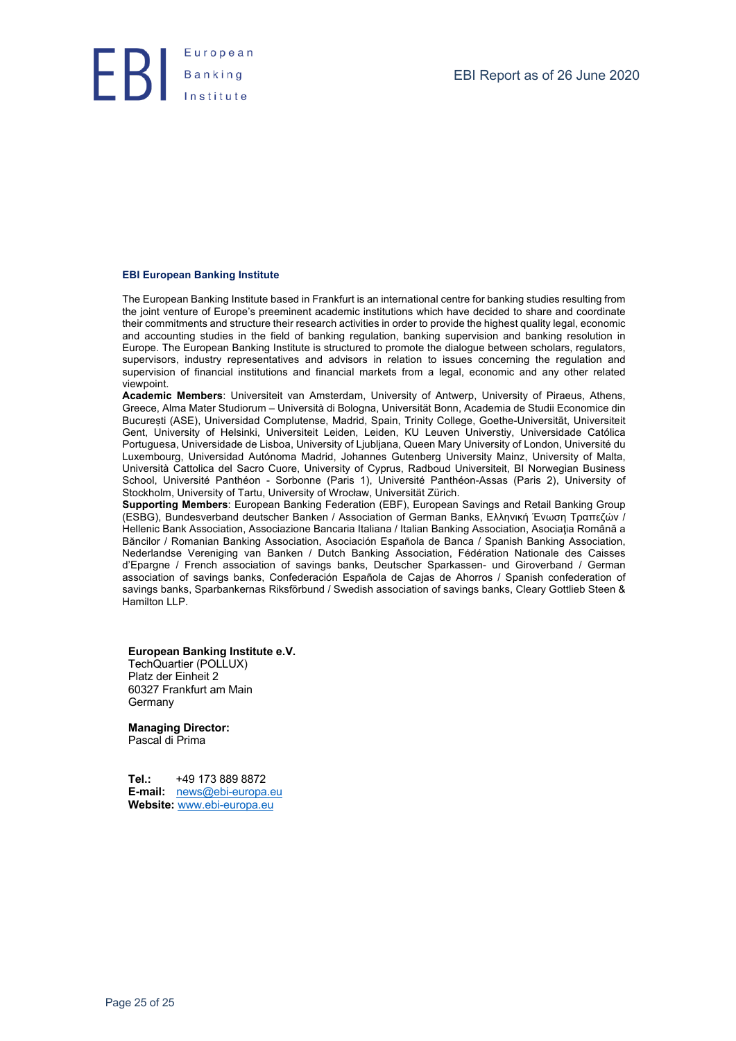**EBI European Banking Institute**

The European Banking Institute based in Frankfurt is an international centre for banking studies resulting from the joint venture of Europe's preeminent academic institutions which have decided to share and coordinate their commitments and structure their research activities in order to provide the highest quality legal, economic and accounting studies in the field of banking regulation, banking supervision and banking resolution in Europe. The European Banking Institute is structured to promote the dialogue between scholars, regulators, supervisors, industry representatives and advisors in relation to issues concerning the regulation and supervision of financial institutions and financial markets from a legal, economic and any other related viewpoint.

**Academic Members**: Universiteit van Amsterdam, University of Antwerp, University of Piraeus, Athens, Greece, Alma Mater Studiorum – Università di Bologna, Universität Bonn, Academia de Studii Economice din București (ASE), Universidad Complutense, Madrid, Spain, Trinity College, Goethe-Universität, Universiteit Gent, University of Helsinki, Universiteit Leiden, Leiden, KU Leuven Universtiy, Universidade Católica Portuguesa, Universidade de Lisboa, University of Ljubljana, Queen Mary University of London, Université du Luxembourg, Universidad Autónoma Madrid, Johannes Gutenberg University Mainz, University of Malta, Università Cattolica del Sacro Cuore, University of Cyprus, Radboud Universiteit, BI Norwegian Business School, Université Panthéon - Sorbonne (Paris 1), Université Panthéon-Assas (Paris 2), University of Stockholm, University of Tartu, University of Wrocław, Universität Zürich.

**Supporting Members**: European Banking Federation (EBF), European Savings and Retail Banking Group (ESBG), Bundesverband deutscher Banken / Association of German Banks, Ελληνική Ένωση Τραπεζών / Hellenic Bank Association, Associazione Bancaria Italiana / Italian Banking Association, Asociaţia Română a Băncilor / Romanian Banking Association, Asociación Española de Banca / Spanish Banking Association, Nederlandse Vereniging van Banken / Dutch Banking Association, Fédération Nationale des Caisses d'Epargne / French association of savings banks, Deutscher Sparkassen- und Giroverband / German association of savings banks, Confederación Española de Cajas de Ahorros / Spanish confederation of savings banks, Sparbankernas Riksförbund / Swedish association of savings banks, Cleary Gottlieb Steen & Hamilton LLP.

**European Banking Institute e.V.**
TechQuartier (POLLUX)
Platz der Einheit 2
60327 Frankfurt am Main
Germany

**Managing Director:**
Pascal di Prima

**Tel.:** +49 173 889 8872
**E-mail:** news@ebi-europa.eu
**Website:** www.ebi-europa.eu